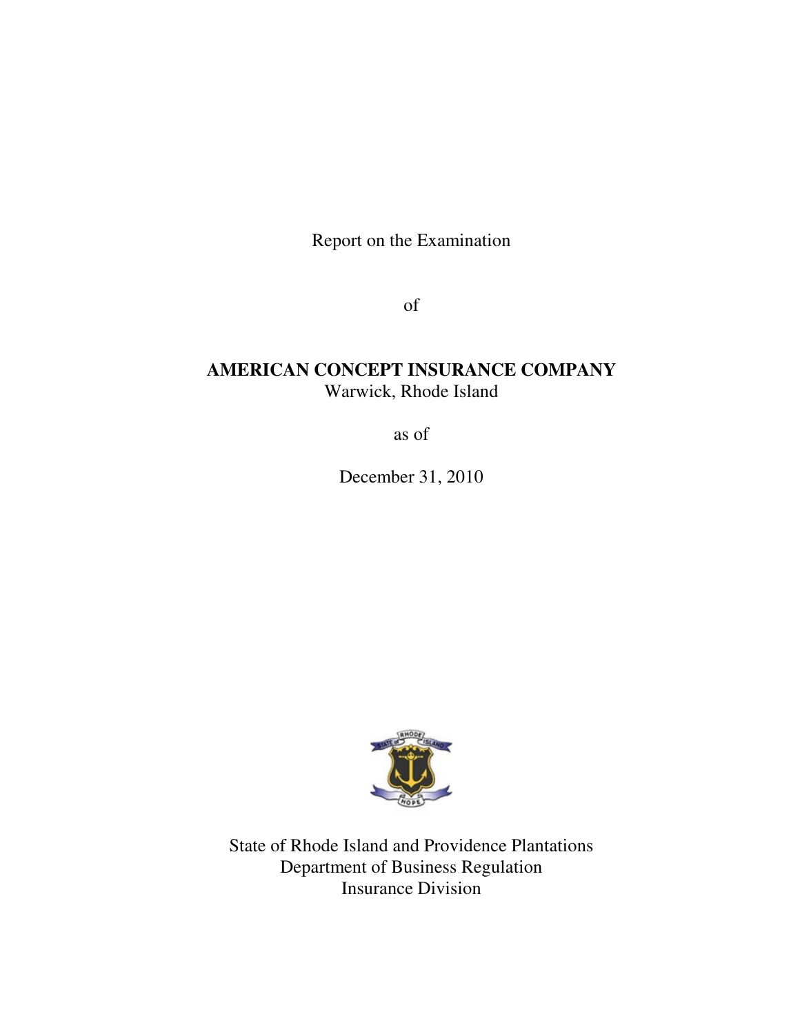Report on the Examination

of

**AMERICAN CONCEPT INSURANCE COMPANY**
Warwick, Rhode Island

as of

December 31, 2010

State of Rhode Island and Providence Plantations
Department of Business Regulation
Insurance Division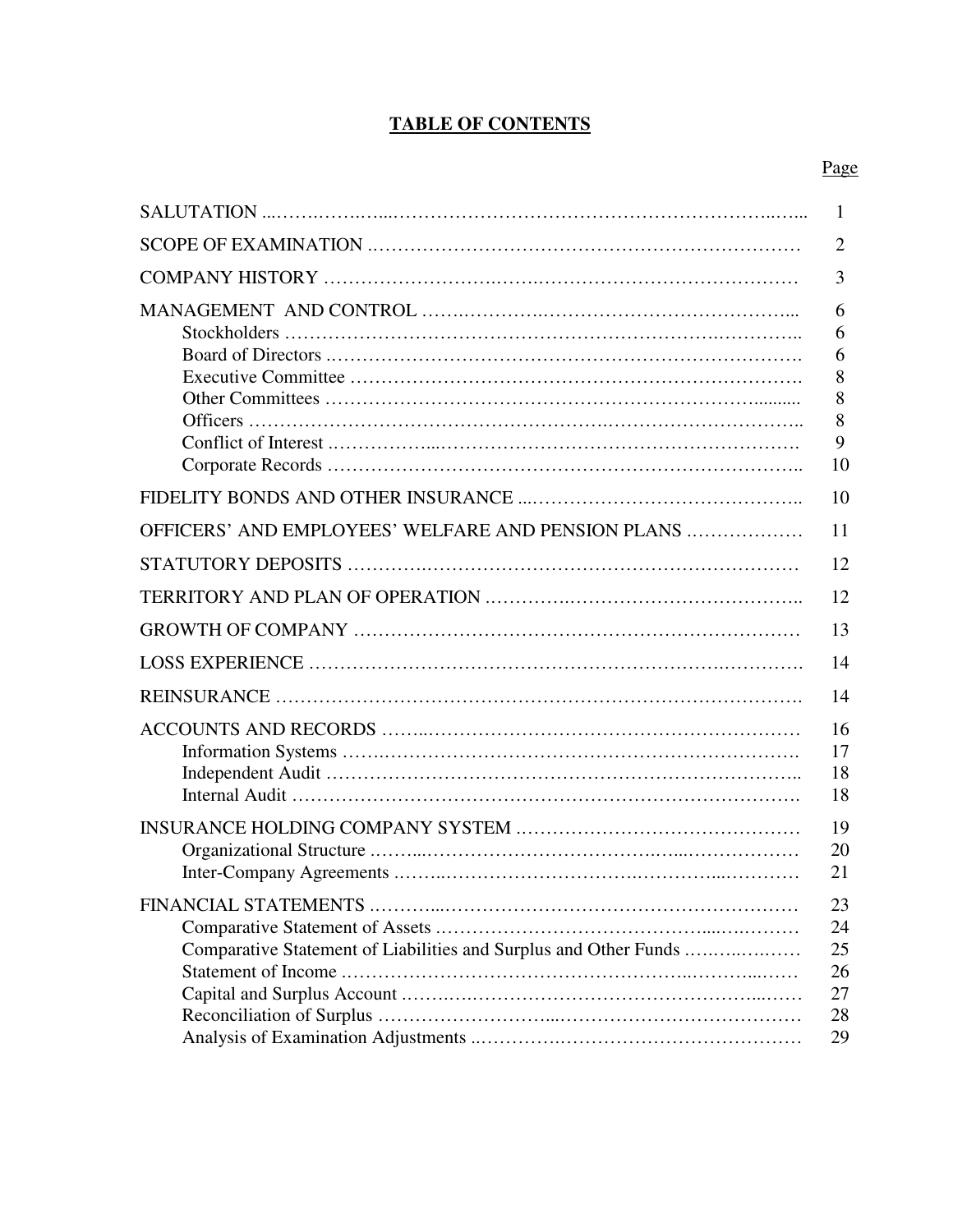# TABLE OF CONTENTS

| | Page |
|---|---|
| SALUTATION | 1 |
| SCOPE OF EXAMINATION | 2 |
| COMPANY HISTORY | 3 |
| MANAGEMENT AND CONTROL | 6 |
| Stockholders | 6 |
| Board of Directors | 6 |
| Executive Committee | 8 |
| Other Committees | 8 |
| Officers | 8 |
| Conflict of Interest | 9 |
| Corporate Records | 10 |
| FIDELITY BONDS AND OTHER INSURANCE | 10 |
| OFFICERS' AND EMPLOYEES' WELFARE AND PENSION PLANS | 11 |
| STATUTORY DEPOSITS | 12 |
| TERRITORY AND PLAN OF OPERATION | 12 |
| GROWTH OF COMPANY | 13 |
| LOSS EXPERIENCE | 14 |
| REINSURANCE | 14 |
| ACCOUNTS AND RECORDS | 16 |
| Information Systems | 17 |
| Independent Audit | 18 |
| Internal Audit | 18 |
| INSURANCE HOLDING COMPANY SYSTEM | 19 |
| Organizational Structure | 20 |
| Inter-Company Agreements | 21 |
| FINANCIAL STATEMENTS | 23 |
| Comparative Statement of Assets | 24 |
| Comparative Statement of Liabilities and Surplus and Other Funds | 25 |
| Statement of Income | 26 |
| Capital and Surplus Account | 27 |
| Reconciliation of Surplus | 28 |
| Analysis of Examination Adjustments | 29 |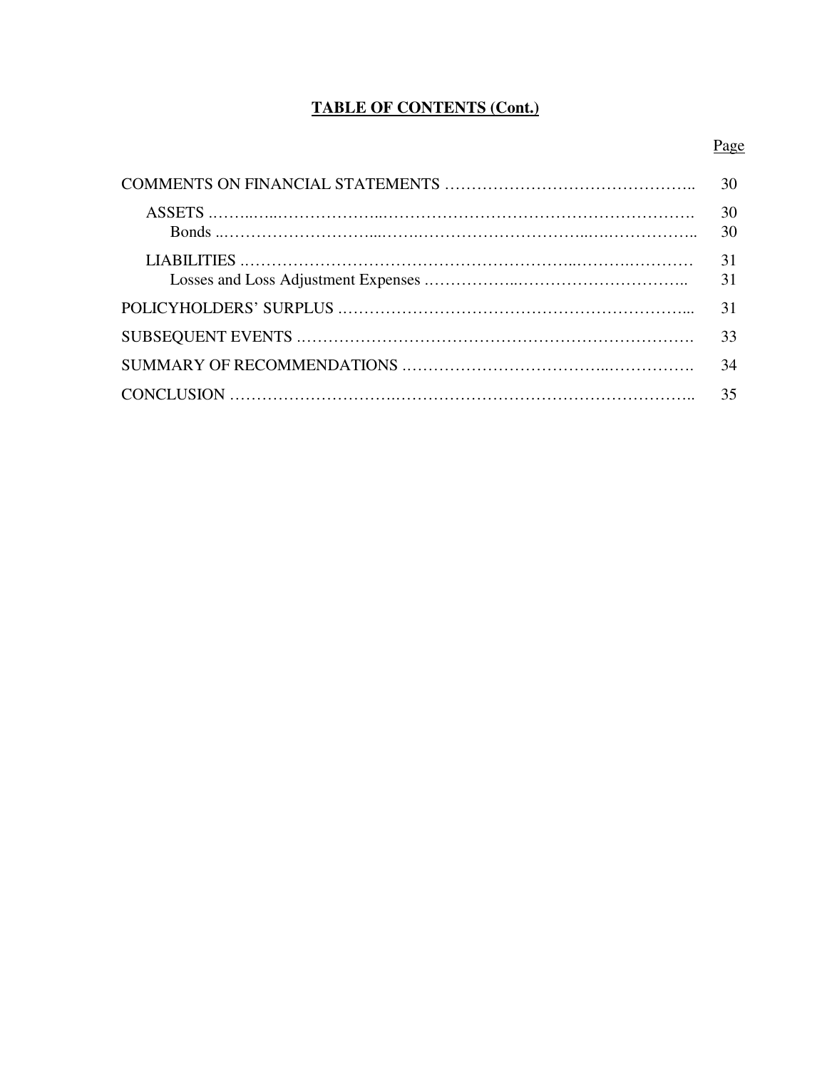**TABLE OF CONTENTS (Cont.)**

| | Page |
|---|---|
| COMMENTS ON FINANCIAL STATEMENTS | 30 |
| ASSETS | 30 |
| Bonds | 30 |
| LIABILITIES | 31 |
| Losses and Loss Adjustment Expenses | 31 |
| POLICYHOLDERS' SURPLUS | 31 |
| SUBSEQUENT EVENTS | 33 |
| SUMMARY OF RECOMMENDATIONS | 34 |
| CONCLUSION | 35 |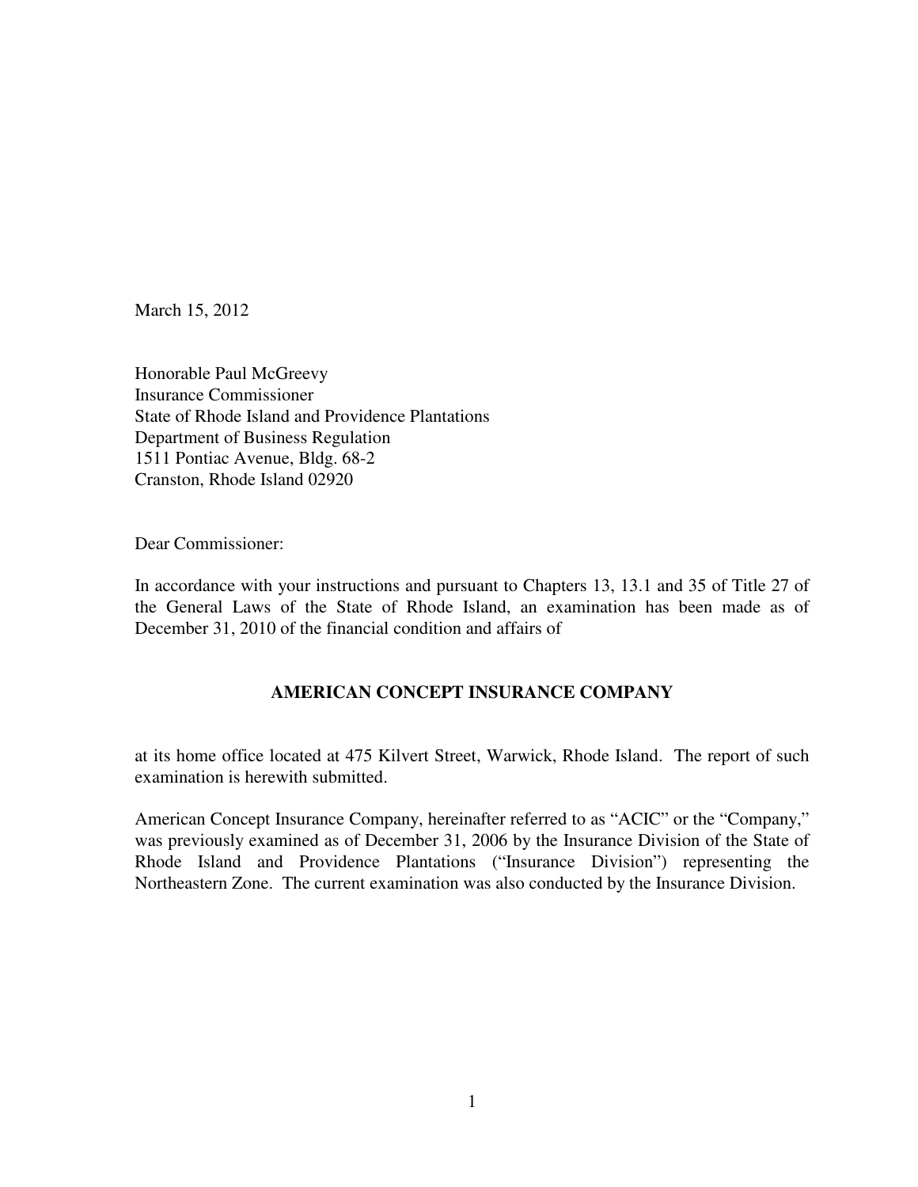March 15, 2012

Honorable Paul McGreevy  
Insurance Commissioner  
State of Rhode Island and Providence Plantations  
Department of Business Regulation  
1511 Pontiac Avenue, Bldg. 68-2  
Cranston, Rhode Island 02920

Dear Commissioner:

In accordance with your instructions and pursuant to Chapters 13, 13.1 and 35 of Title 27 of the General Laws of the State of Rhode Island, an examination has been made as of December 31, 2010 of the financial condition and affairs of

**AMERICAN CONCEPT INSURANCE COMPANY**

at its home office located at 475 Kilvert Street, Warwick, Rhode Island. The report of such examination is herewith submitted.

American Concept Insurance Company, hereinafter referred to as "ACIC" or the "Company," was previously examined as of December 31, 2006 by the Insurance Division of the State of Rhode Island and Providence Plantations ("Insurance Division") representing the Northeastern Zone. The current examination was also conducted by the Insurance Division.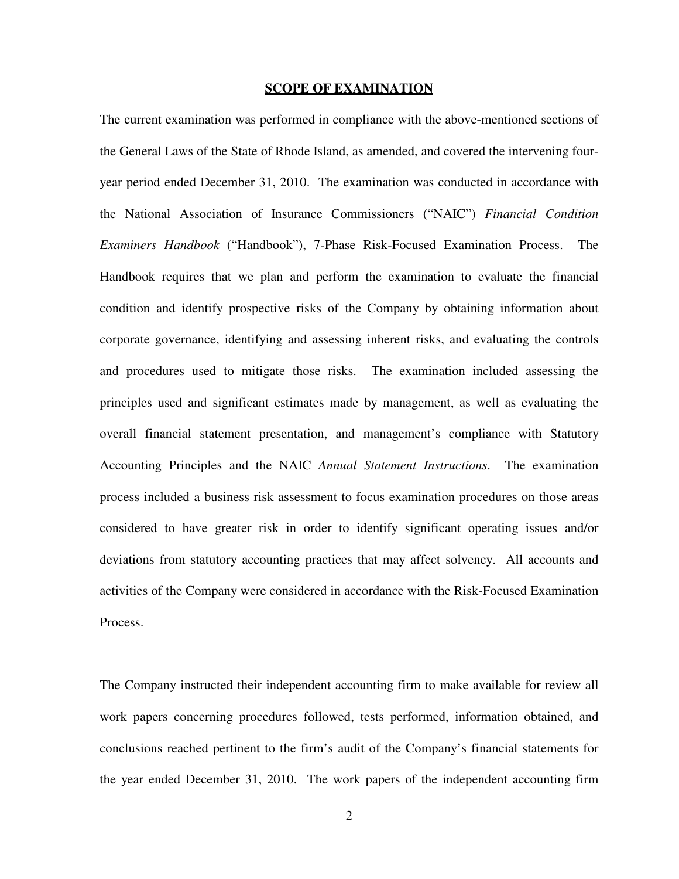## SCOPE OF EXAMINATION

The current examination was performed in compliance with the above-mentioned sections of the General Laws of the State of Rhode Island, as amended, and covered the intervening four-year period ended December 31, 2010. The examination was conducted in accordance with the National Association of Insurance Commissioners ("NAIC") *Financial Condition Examiners Handbook* ("Handbook"), 7-Phase Risk-Focused Examination Process. The Handbook requires that we plan and perform the examination to evaluate the financial condition and identify prospective risks of the Company by obtaining information about corporate governance, identifying and assessing inherent risks, and evaluating the controls and procedures used to mitigate those risks. The examination included assessing the principles used and significant estimates made by management, as well as evaluating the overall financial statement presentation, and management's compliance with Statutory Accounting Principles and the NAIC *Annual Statement Instructions*. The examination process included a business risk assessment to focus examination procedures on those areas considered to have greater risk in order to identify significant operating issues and/or deviations from statutory accounting practices that may affect solvency. All accounts and activities of the Company were considered in accordance with the Risk-Focused Examination Process.

The Company instructed their independent accounting firm to make available for review all work papers concerning procedures followed, tests performed, information obtained, and conclusions reached pertinent to the firm's audit of the Company's financial statements for the year ended December 31, 2010. The work papers of the independent accounting firm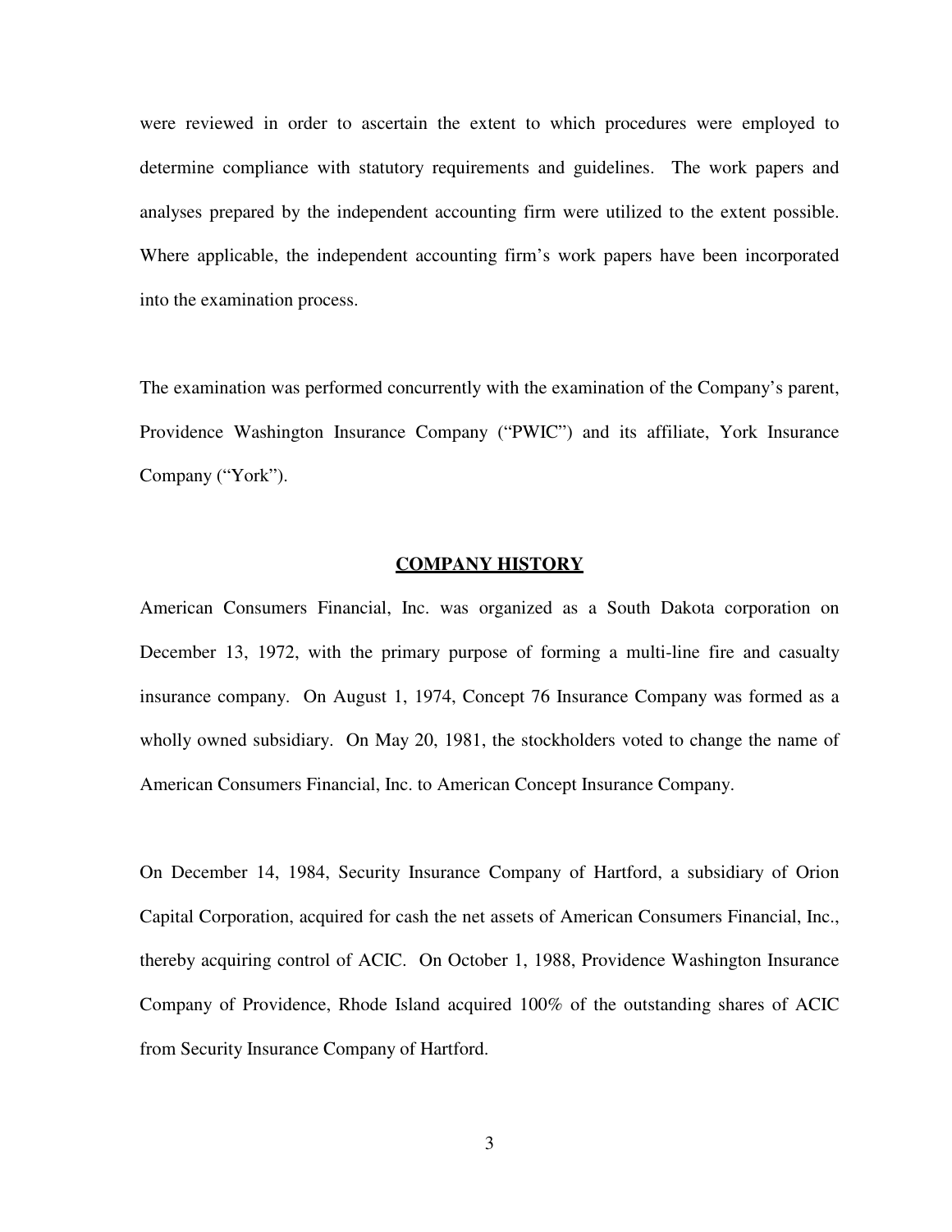were reviewed in order to ascertain the extent to which procedures were employed to determine compliance with statutory requirements and guidelines. The work papers and analyses prepared by the independent accounting firm were utilized to the extent possible. Where applicable, the independent accounting firm's work papers have been incorporated into the examination process.

The examination was performed concurrently with the examination of the Company's parent, Providence Washington Insurance Company ("PWIC") and its affiliate, York Insurance Company ("York").

## COMPANY HISTORY

American Consumers Financial, Inc. was organized as a South Dakota corporation on December 13, 1972, with the primary purpose of forming a multi-line fire and casualty insurance company. On August 1, 1974, Concept 76 Insurance Company was formed as a wholly owned subsidiary. On May 20, 1981, the stockholders voted to change the name of American Consumers Financial, Inc. to American Concept Insurance Company.

On December 14, 1984, Security Insurance Company of Hartford, a subsidiary of Orion Capital Corporation, acquired for cash the net assets of American Consumers Financial, Inc., thereby acquiring control of ACIC. On October 1, 1988, Providence Washington Insurance Company of Providence, Rhode Island acquired 100% of the outstanding shares of ACIC from Security Insurance Company of Hartford.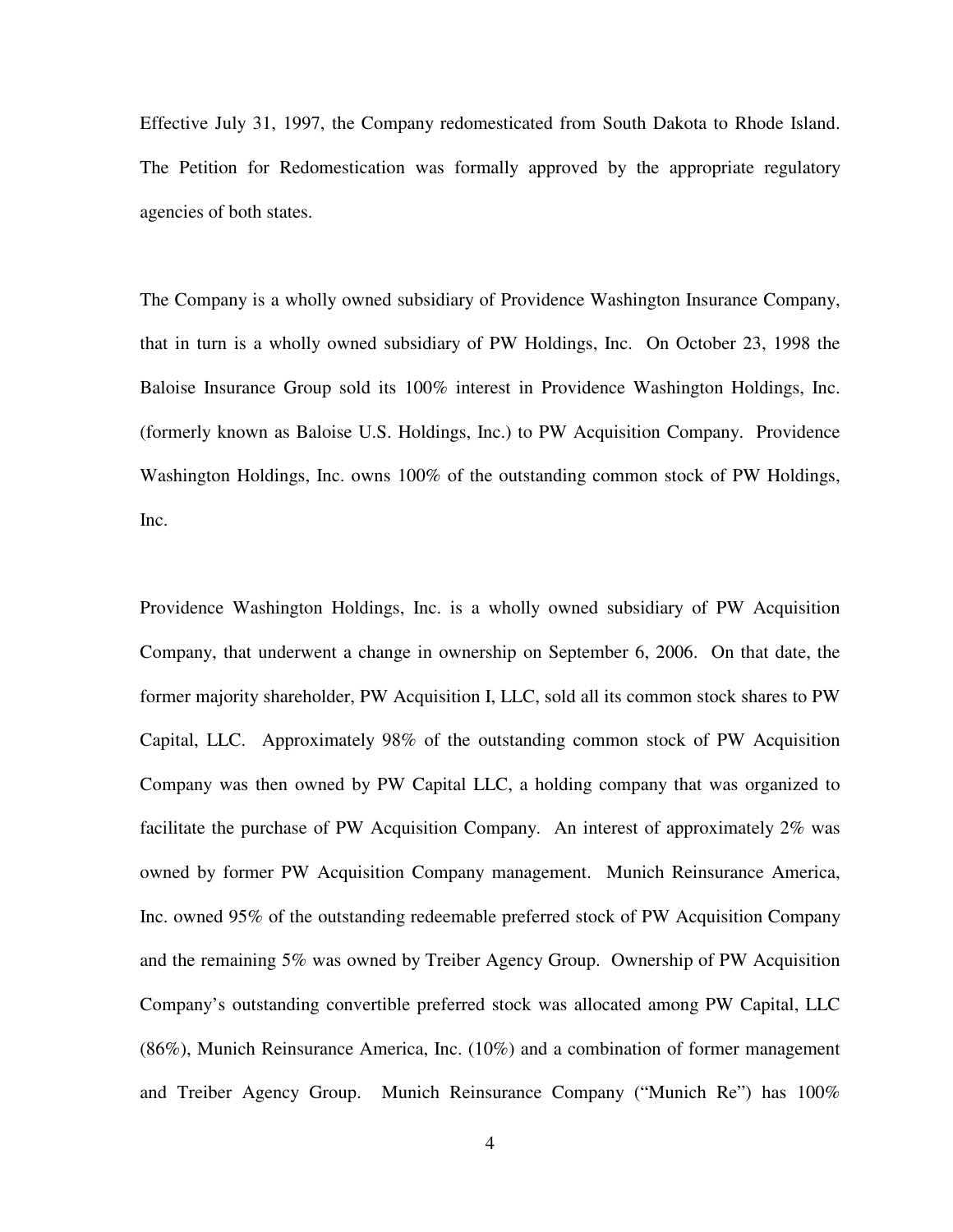Effective July 31, 1997, the Company redomesticated from South Dakota to Rhode Island. The Petition for Redomestication was formally approved by the appropriate regulatory agencies of both states.

The Company is a wholly owned subsidiary of Providence Washington Insurance Company, that in turn is a wholly owned subsidiary of PW Holdings, Inc. On October 23, 1998 the Baloise Insurance Group sold its 100% interest in Providence Washington Holdings, Inc. (formerly known as Baloise U.S. Holdings, Inc.) to PW Acquisition Company. Providence Washington Holdings, Inc. owns 100% of the outstanding common stock of PW Holdings, Inc.

Providence Washington Holdings, Inc. is a wholly owned subsidiary of PW Acquisition Company, that underwent a change in ownership on September 6, 2006. On that date, the former majority shareholder, PW Acquisition I, LLC, sold all its common stock shares to PW Capital, LLC. Approximately 98% of the outstanding common stock of PW Acquisition Company was then owned by PW Capital LLC, a holding company that was organized to facilitate the purchase of PW Acquisition Company. An interest of approximately 2% was owned by former PW Acquisition Company management. Munich Reinsurance America, Inc. owned 95% of the outstanding redeemable preferred stock of PW Acquisition Company and the remaining 5% was owned by Treiber Agency Group. Ownership of PW Acquisition Company's outstanding convertible preferred stock was allocated among PW Capital, LLC (86%), Munich Reinsurance America, Inc. (10%) and a combination of former management and Treiber Agency Group. Munich Reinsurance Company ("Munich Re") has 100%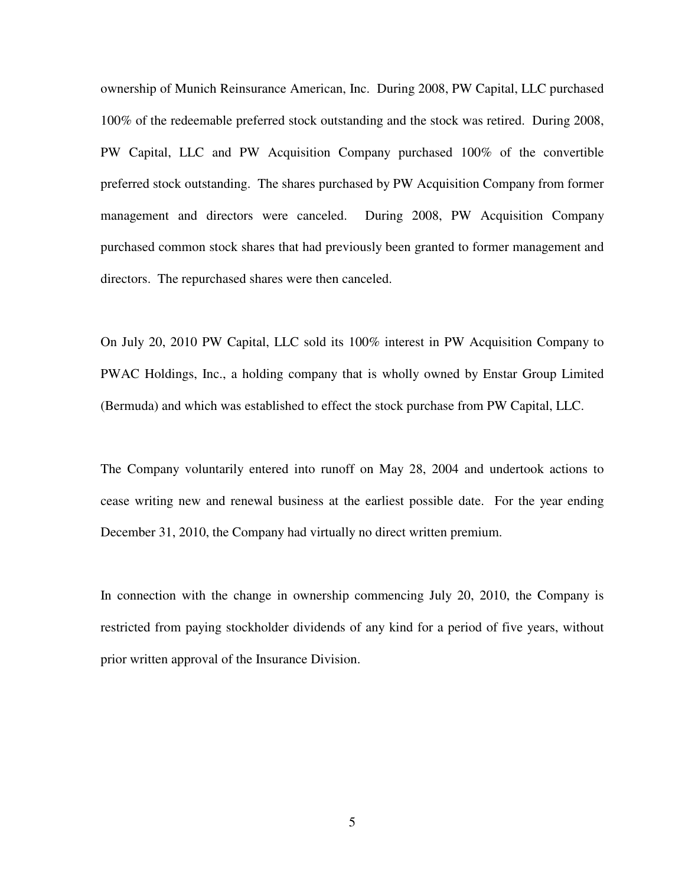ownership of Munich Reinsurance American, Inc. During 2008, PW Capital, LLC purchased 100% of the redeemable preferred stock outstanding and the stock was retired. During 2008, PW Capital, LLC and PW Acquisition Company purchased 100% of the convertible preferred stock outstanding. The shares purchased by PW Acquisition Company from former management and directors were canceled. During 2008, PW Acquisition Company purchased common stock shares that had previously been granted to former management and directors. The repurchased shares were then canceled.

On July 20, 2010 PW Capital, LLC sold its 100% interest in PW Acquisition Company to PWAC Holdings, Inc., a holding company that is wholly owned by Enstar Group Limited (Bermuda) and which was established to effect the stock purchase from PW Capital, LLC.

The Company voluntarily entered into runoff on May 28, 2004 and undertook actions to cease writing new and renewal business at the earliest possible date. For the year ending December 31, 2010, the Company had virtually no direct written premium.

In connection with the change in ownership commencing July 20, 2010, the Company is restricted from paying stockholder dividends of any kind for a period of five years, without prior written approval of the Insurance Division.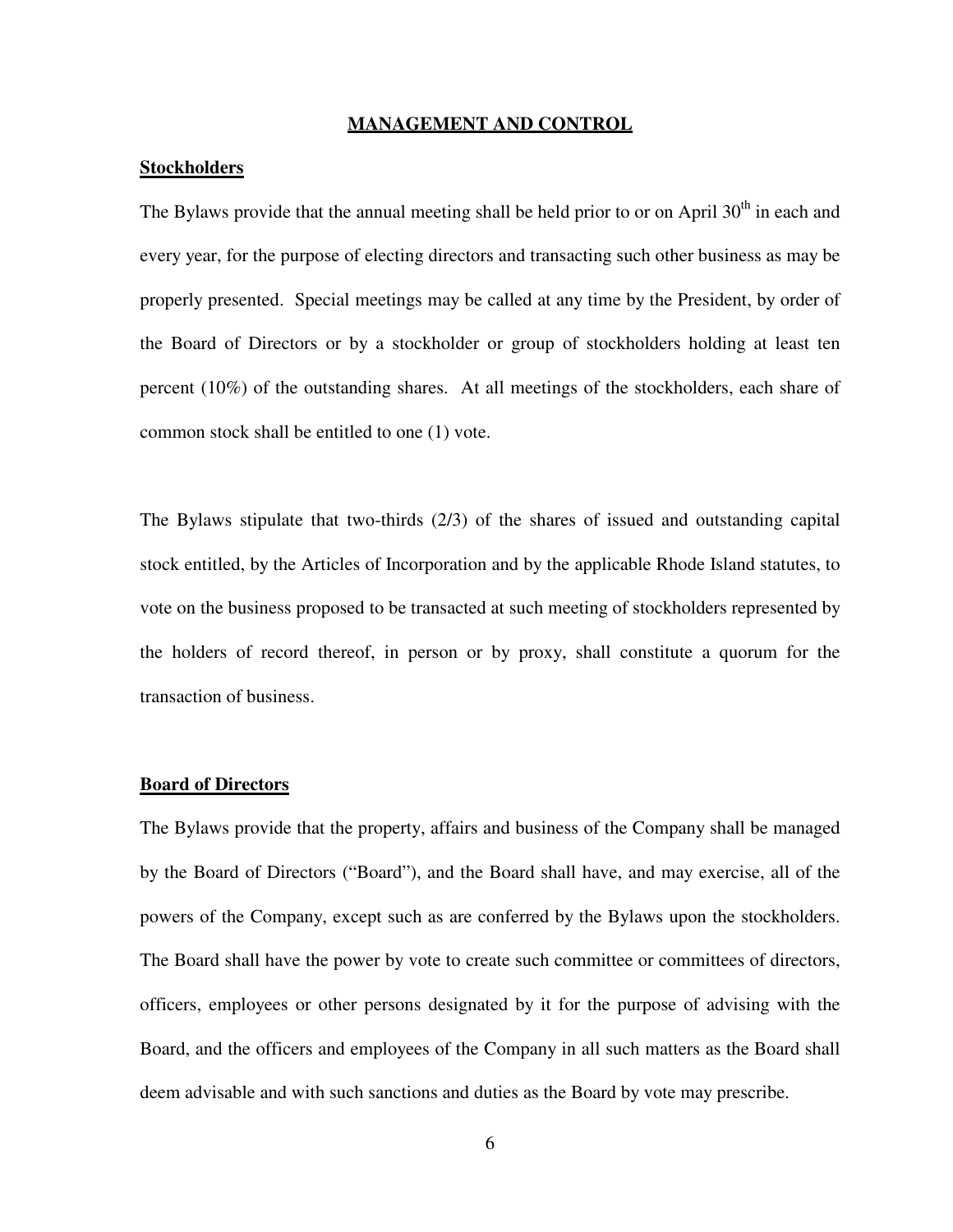## MANAGEMENT AND CONTROL

### Stockholders

The Bylaws provide that the annual meeting shall be held prior to or on April 30th in each and every year, for the purpose of electing directors and transacting such other business as may be properly presented. Special meetings may be called at any time by the President, by order of the Board of Directors or by a stockholder or group of stockholders holding at least ten percent (10%) of the outstanding shares. At all meetings of the stockholders, each share of common stock shall be entitled to one (1) vote.

The Bylaws stipulate that two-thirds (2/3) of the shares of issued and outstanding capital stock entitled, by the Articles of Incorporation and by the applicable Rhode Island statutes, to vote on the business proposed to be transacted at such meeting of stockholders represented by the holders of record thereof, in person or by proxy, shall constitute a quorum for the transaction of business.

### Board of Directors

The Bylaws provide that the property, affairs and business of the Company shall be managed by the Board of Directors ("Board"), and the Board shall have, and may exercise, all of the powers of the Company, except such as are conferred by the Bylaws upon the stockholders. The Board shall have the power by vote to create such committee or committees of directors, officers, employees or other persons designated by it for the purpose of advising with the Board, and the officers and employees of the Company in all such matters as the Board shall deem advisable and with such sanctions and duties as the Board by vote may prescribe.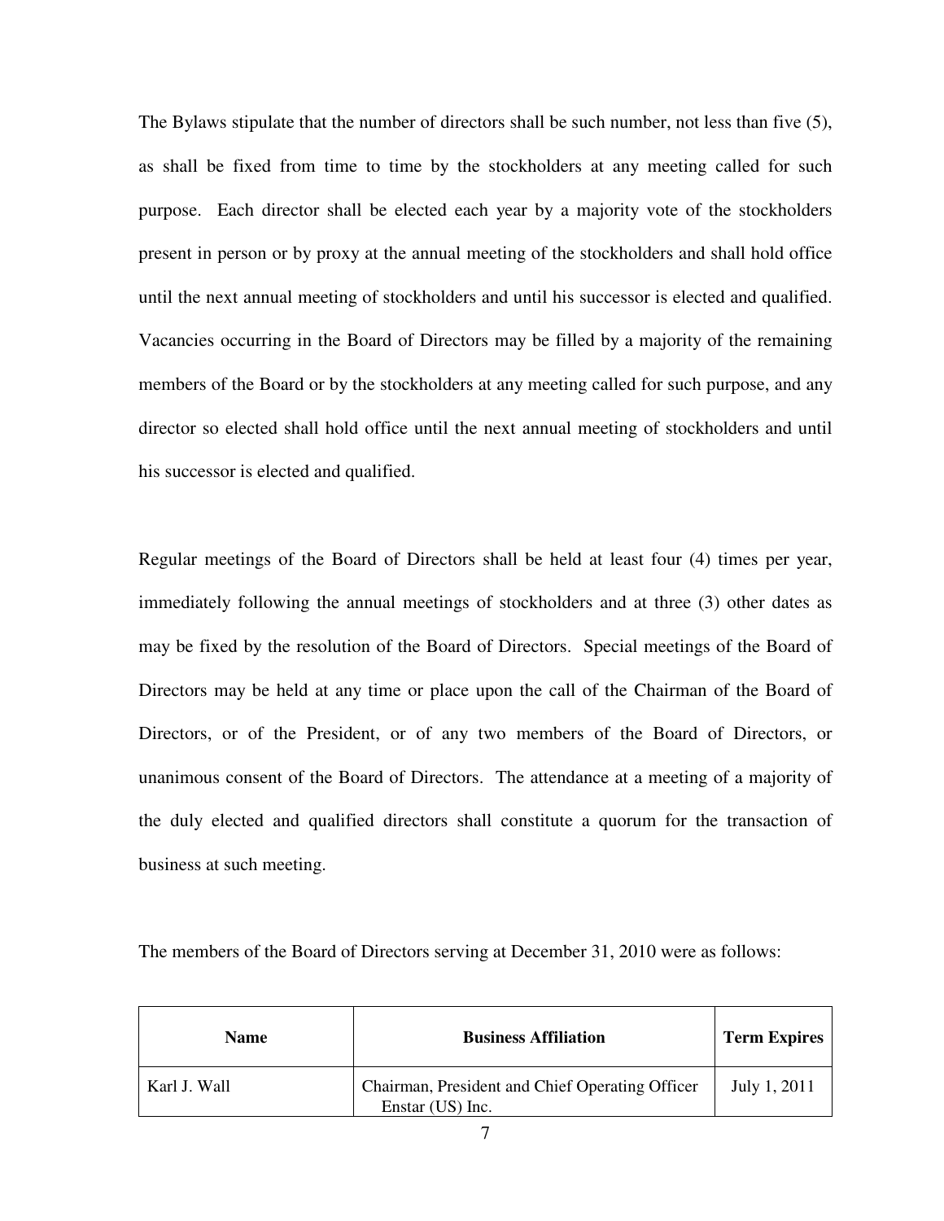The Bylaws stipulate that the number of directors shall be such number, not less than five (5), as shall be fixed from time to time by the stockholders at any meeting called for such purpose. Each director shall be elected each year by a majority vote of the stockholders present in person or by proxy at the annual meeting of the stockholders and shall hold office until the next annual meeting of stockholders and until his successor is elected and qualified. Vacancies occurring in the Board of Directors may be filled by a majority of the remaining members of the Board or by the stockholders at any meeting called for such purpose, and any director so elected shall hold office until the next annual meeting of stockholders and until his successor is elected and qualified.

Regular meetings of the Board of Directors shall be held at least four (4) times per year, immediately following the annual meetings of stockholders and at three (3) other dates as may be fixed by the resolution of the Board of Directors. Special meetings of the Board of Directors may be held at any time or place upon the call of the Chairman of the Board of Directors, or of the President, or of any two members of the Board of Directors, or unanimous consent of the Board of Directors. The attendance at a meeting of a majority of the duly elected and qualified directors shall constitute a quorum for the transaction of business at such meeting.

The members of the Board of Directors serving at December 31, 2010 were as follows:

| Name | Business Affiliation | Term Expires |
|---|---|---|
| Karl J. Wall | Chairman, President and Chief Operating Officer Enstar (US) Inc. | July 1, 2011 |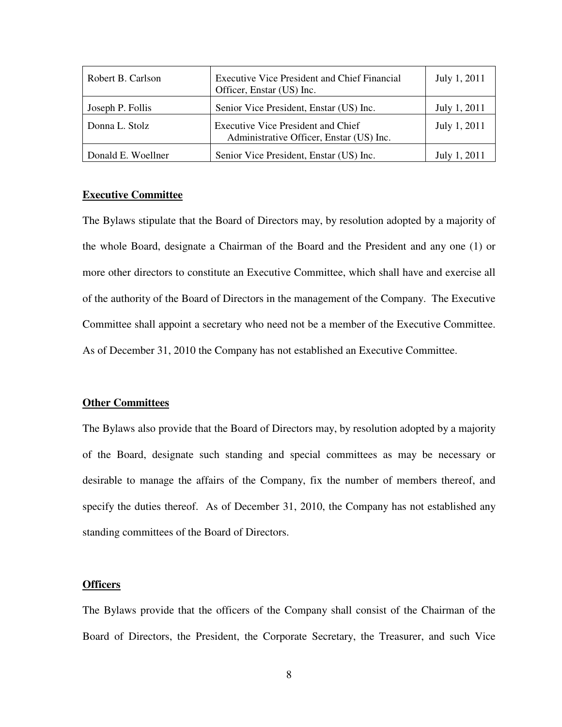| Robert B. Carlson | Executive Vice President and Chief Financial Officer, Enstar (US) Inc. | July 1, 2011 |
|---|---|---|
| Joseph P. Follis | Senior Vice President, Enstar (US) Inc. | July 1, 2011 |
| Donna L. Stolz | Executive Vice President and Chief Administrative Officer, Enstar (US) Inc. | July 1, 2011 |
| Donald E. Woellner | Senior Vice President, Enstar (US) Inc. | July 1, 2011 |

**Executive Committee**

The Bylaws stipulate that the Board of Directors may, by resolution adopted by a majority of the whole Board, designate a Chairman of the Board and the President and any one (1) or more other directors to constitute an Executive Committee, which shall have and exercise all of the authority of the Board of Directors in the management of the Company. The Executive Committee shall appoint a secretary who need not be a member of the Executive Committee. As of December 31, 2010 the Company has not established an Executive Committee.

**Other Committees**

The Bylaws also provide that the Board of Directors may, by resolution adopted by a majority of the Board, designate such standing and special committees as may be necessary or desirable to manage the affairs of the Company, fix the number of members thereof, and specify the duties thereof. As of December 31, 2010, the Company has not established any standing committees of the Board of Directors.

**Officers**

The Bylaws provide that the officers of the Company shall consist of the Chairman of the Board of Directors, the President, the Corporate Secretary, the Treasurer, and such Vice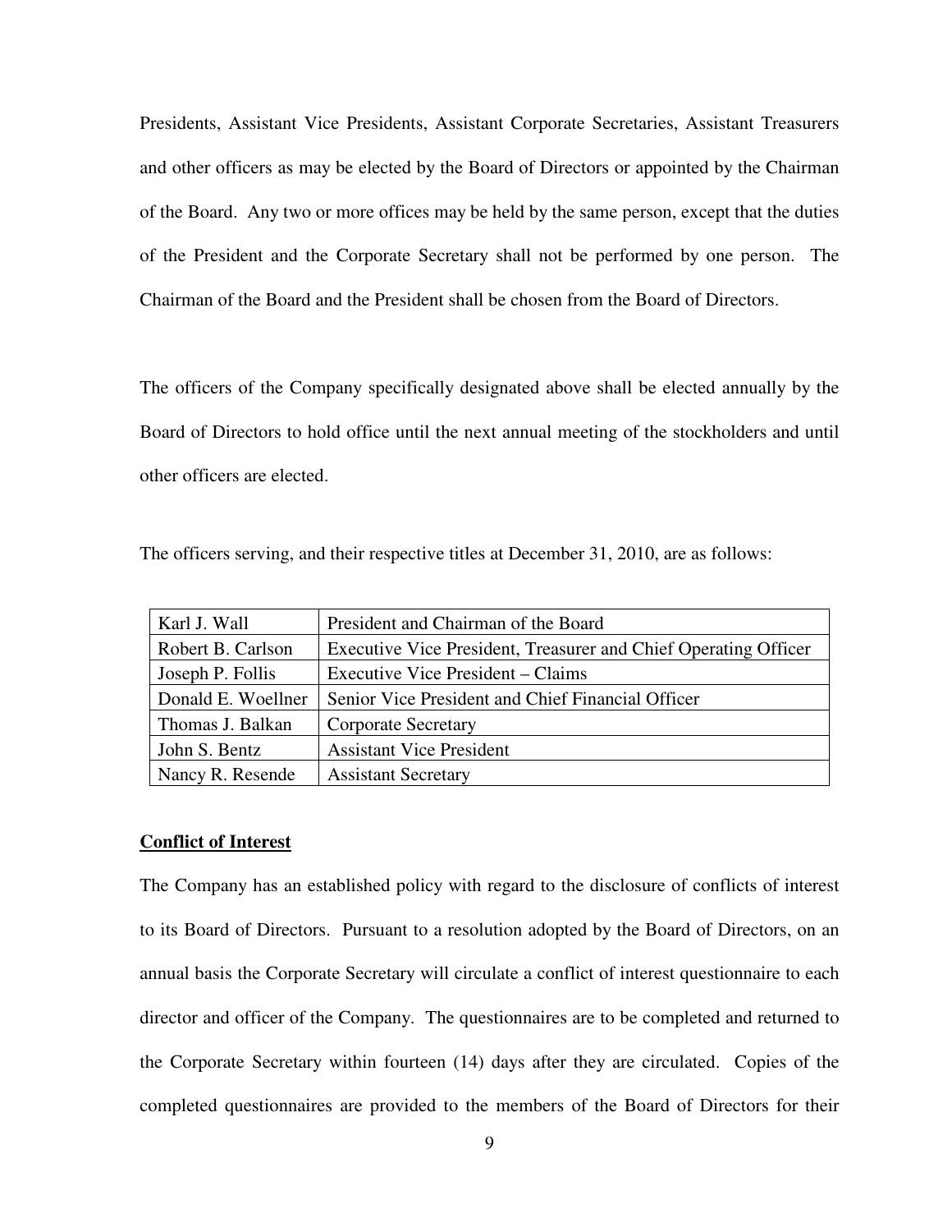Presidents, Assistant Vice Presidents, Assistant Corporate Secretaries, Assistant Treasurers and other officers as may be elected by the Board of Directors or appointed by the Chairman of the Board. Any two or more offices may be held by the same person, except that the duties of the President and the Corporate Secretary shall not be performed by one person. The Chairman of the Board and the President shall be chosen from the Board of Directors.

The officers of the Company specifically designated above shall be elected annually by the Board of Directors to hold office until the next annual meeting of the stockholders and until other officers are elected.

The officers serving, and their respective titles at December 31, 2010, are as follows:

| Name | Title |
|---|---|
| Karl J. Wall | President and Chairman of the Board |
| Robert B. Carlson | Executive Vice President, Treasurer and Chief Operating Officer |
| Joseph P. Follis | Executive Vice President – Claims |
| Donald E. Woellner | Senior Vice President and Chief Financial Officer |
| Thomas J. Balkan | Corporate Secretary |
| John S. Bentz | Assistant Vice President |
| Nancy R. Resende | Assistant Secretary |

**Conflict of Interest**

The Company has an established policy with regard to the disclosure of conflicts of interest to its Board of Directors. Pursuant to a resolution adopted by the Board of Directors, on an annual basis the Corporate Secretary will circulate a conflict of interest questionnaire to each director and officer of the Company. The questionnaires are to be completed and returned to the Corporate Secretary within fourteen (14) days after they are circulated. Copies of the completed questionnaires are provided to the members of the Board of Directors for their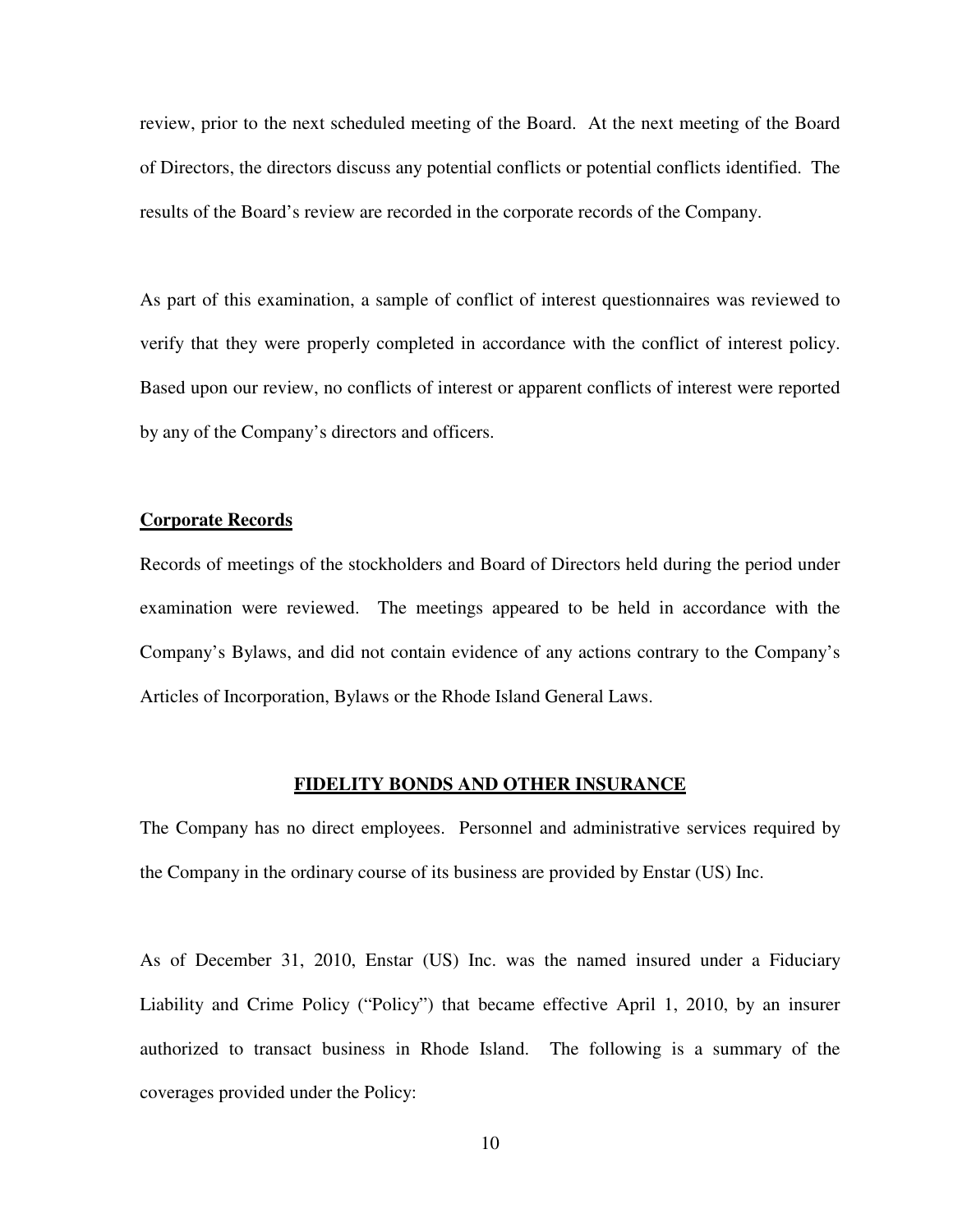review, prior to the next scheduled meeting of the Board. At the next meeting of the Board of Directors, the directors discuss any potential conflicts or potential conflicts identified. The results of the Board's review are recorded in the corporate records of the Company.

As part of this examination, a sample of conflict of interest questionnaires was reviewed to verify that they were properly completed in accordance with the conflict of interest policy. Based upon our review, no conflicts of interest or apparent conflicts of interest were reported by any of the Company's directors and officers.

**Corporate Records**

Records of meetings of the stockholders and Board of Directors held during the period under examination were reviewed. The meetings appeared to be held in accordance with the Company's Bylaws, and did not contain evidence of any actions contrary to the Company's Articles of Incorporation, Bylaws or the Rhode Island General Laws.

## FIDELITY BONDS AND OTHER INSURANCE

The Company has no direct employees. Personnel and administrative services required by the Company in the ordinary course of its business are provided by Enstar (US) Inc.

As of December 31, 2010, Enstar (US) Inc. was the named insured under a Fiduciary Liability and Crime Policy ("Policy") that became effective April 1, 2010, by an insurer authorized to transact business in Rhode Island. The following is a summary of the coverages provided under the Policy: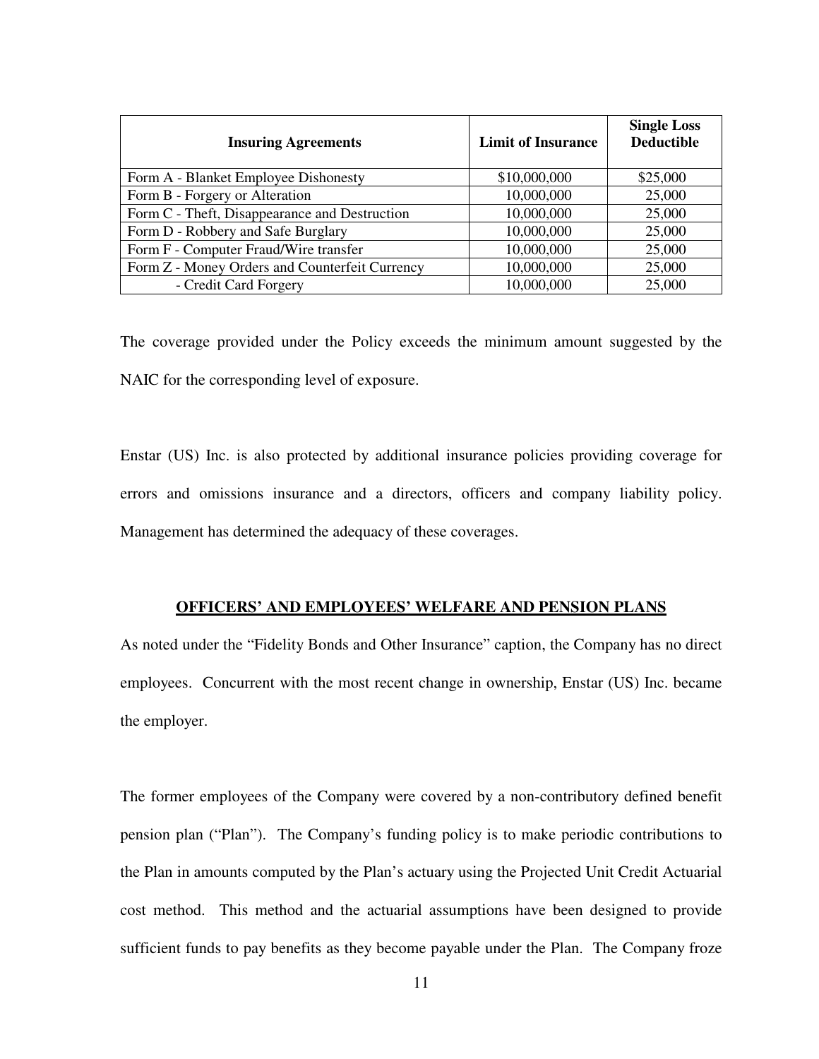| Insuring Agreements | Limit of Insurance | Single Loss Deductible |
|---|---|---|
| Form A - Blanket Employee Dishonesty | $10,000,000 | $25,000 |
| Form B - Forgery or Alteration | 10,000,000 | 25,000 |
| Form C - Theft, Disappearance and Destruction | 10,000,000 | 25,000 |
| Form D - Robbery and Safe Burglary | 10,000,000 | 25,000 |
| Form F - Computer Fraud/Wire transfer | 10,000,000 | 25,000 |
| Form Z - Money Orders and Counterfeit Currency | 10,000,000 | 25,000 |
| - Credit Card Forgery | 10,000,000 | 25,000 |

The coverage provided under the Policy exceeds the minimum amount suggested by the NAIC for the corresponding level of exposure.

Enstar (US) Inc. is also protected by additional insurance policies providing coverage for errors and omissions insurance and a directors, officers and company liability policy. Management has determined the adequacy of these coverages.

## OFFICERS' AND EMPLOYEES' WELFARE AND PENSION PLANS

As noted under the "Fidelity Bonds and Other Insurance" caption, the Company has no direct employees. Concurrent with the most recent change in ownership, Enstar (US) Inc. became the employer.

The former employees of the Company were covered by a non-contributory defined benefit pension plan ("Plan"). The Company's funding policy is to make periodic contributions to the Plan in amounts computed by the Plan's actuary using the Projected Unit Credit Actuarial cost method. This method and the actuarial assumptions have been designed to provide sufficient funds to pay benefits as they become payable under the Plan. The Company froze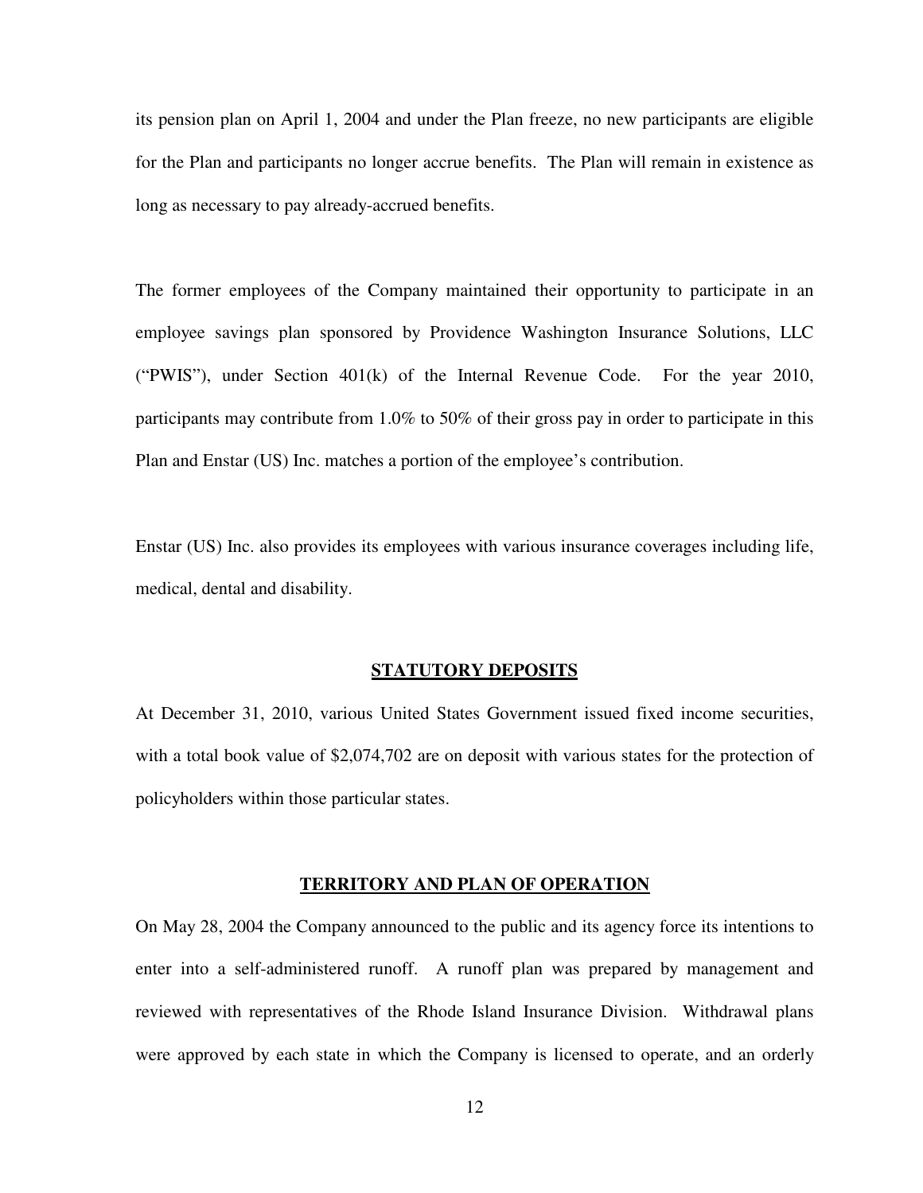its pension plan on April 1, 2004 and under the Plan freeze, no new participants are eligible for the Plan and participants no longer accrue benefits. The Plan will remain in existence as long as necessary to pay already-accrued benefits.

The former employees of the Company maintained their opportunity to participate in an employee savings plan sponsored by Providence Washington Insurance Solutions, LLC ("PWIS"), under Section 401(k) of the Internal Revenue Code. For the year 2010, participants may contribute from 1.0% to 50% of their gross pay in order to participate in this Plan and Enstar (US) Inc. matches a portion of the employee's contribution.

Enstar (US) Inc. also provides its employees with various insurance coverages including life, medical, dental and disability.

## STATUTORY DEPOSITS

At December 31, 2010, various United States Government issued fixed income securities, with a total book value of $2,074,702 are on deposit with various states for the protection of policyholders within those particular states.

## TERRITORY AND PLAN OF OPERATION

On May 28, 2004 the Company announced to the public and its agency force its intentions to enter into a self-administered runoff. A runoff plan was prepared by management and reviewed with representatives of the Rhode Island Insurance Division. Withdrawal plans were approved by each state in which the Company is licensed to operate, and an orderly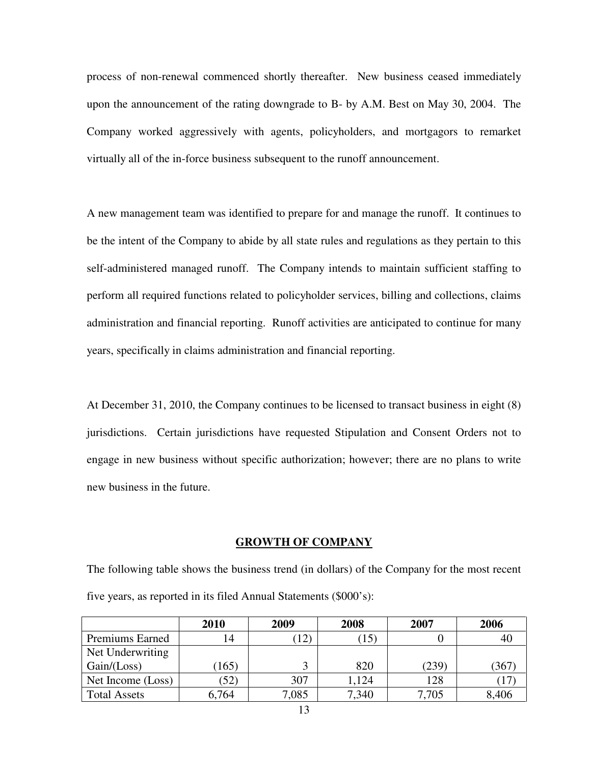process of non-renewal commenced shortly thereafter. New business ceased immediately upon the announcement of the rating downgrade to B- by A.M. Best on May 30, 2004. The Company worked aggressively with agents, policyholders, and mortgagors to remarket virtually all of the in-force business subsequent to the runoff announcement.

A new management team was identified to prepare for and manage the runoff. It continues to be the intent of the Company to abide by all state rules and regulations as they pertain to this self-administered managed runoff. The Company intends to maintain sufficient staffing to perform all required functions related to policyholder services, billing and collections, claims administration and financial reporting. Runoff activities are anticipated to continue for many years, specifically in claims administration and financial reporting.

At December 31, 2010, the Company continues to be licensed to transact business in eight (8) jurisdictions. Certain jurisdictions have requested Stipulation and Consent Orders not to engage in new business without specific authorization; however; there are no plans to write new business in the future.

## GROWTH OF COMPANY

The following table shows the business trend (in dollars) of the Company for the most recent five years, as reported in its filed Annual Statements ($000's):

| | 2010 | 2009 | 2008 | 2007 | 2006 |
|---|---|---|---|---|---|
| Premiums Earned | 14 | (12) | (15) | 0 | 40 |
| Net Underwriting Gain/(Loss) | (165) | 3 | 820 | (239) | (367) |
| Net Income (Loss) | (52) | 307 | 1,124 | 128 | (17) |
| Total Assets | 6,764 | 7,085 | 7,340 | 7,705 | 8,406 |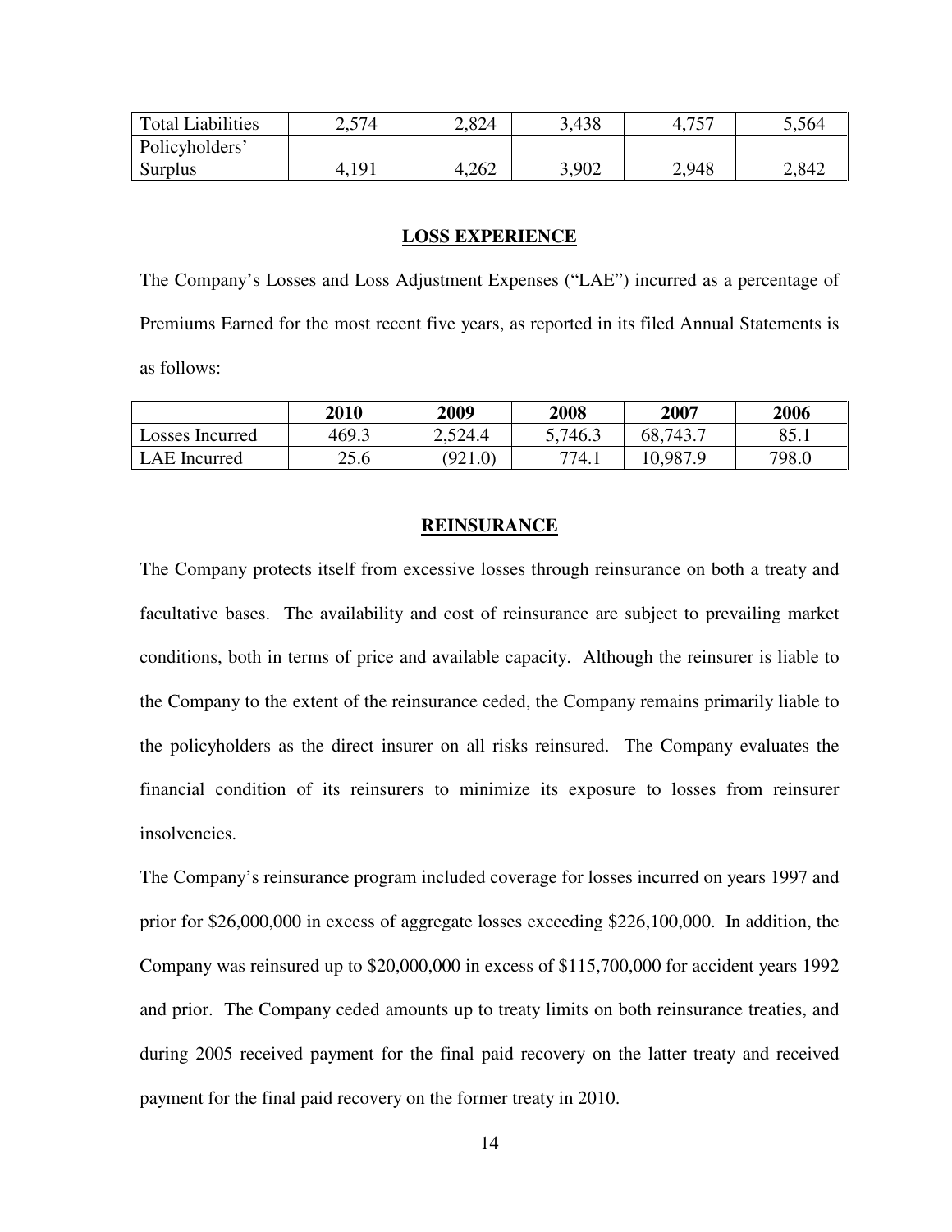| Total Liabilities | 2,574 | 2,824 | 3,438 | 4,757 | 5,564 |
| --- | --- | --- | --- | --- | --- |
| Policyholders' Surplus | 4,191 | 4,262 | 3,902 | 2,948 | 2,842 |

## LOSS EXPERIENCE

The Company's Losses and Loss Adjustment Expenses ("LAE") incurred as a percentage of Premiums Earned for the most recent five years, as reported in its filed Annual Statements is as follows:

| | 2010 | 2009 | 2008 | 2007 | 2006 |
| --- | --- | --- | --- | --- | --- |
| Losses Incurred | 469.3 | 2,524.4 | 5,746.3 | 68,743.7 | 85.1 |
| LAE Incurred | 25.6 | (921.0) | 774.1 | 10,987.9 | 798.0 |

## REINSURANCE

The Company protects itself from excessive losses through reinsurance on both a treaty and facultative bases. The availability and cost of reinsurance are subject to prevailing market conditions, both in terms of price and available capacity. Although the reinsurer is liable to the Company to the extent of the reinsurance ceded, the Company remains primarily liable to the policyholders as the direct insurer on all risks reinsured. The Company evaluates the financial condition of its reinsurers to minimize its exposure to losses from reinsurer insolvencies.

The Company's reinsurance program included coverage for losses incurred on years 1997 and prior for $26,000,000 in excess of aggregate losses exceeding $226,100,000. In addition, the Company was reinsured up to $20,000,000 in excess of $115,700,000 for accident years 1992 and prior. The Company ceded amounts up to treaty limits on both reinsurance treaties, and during 2005 received payment for the final paid recovery on the latter treaty and received payment for the final paid recovery on the former treaty in 2010.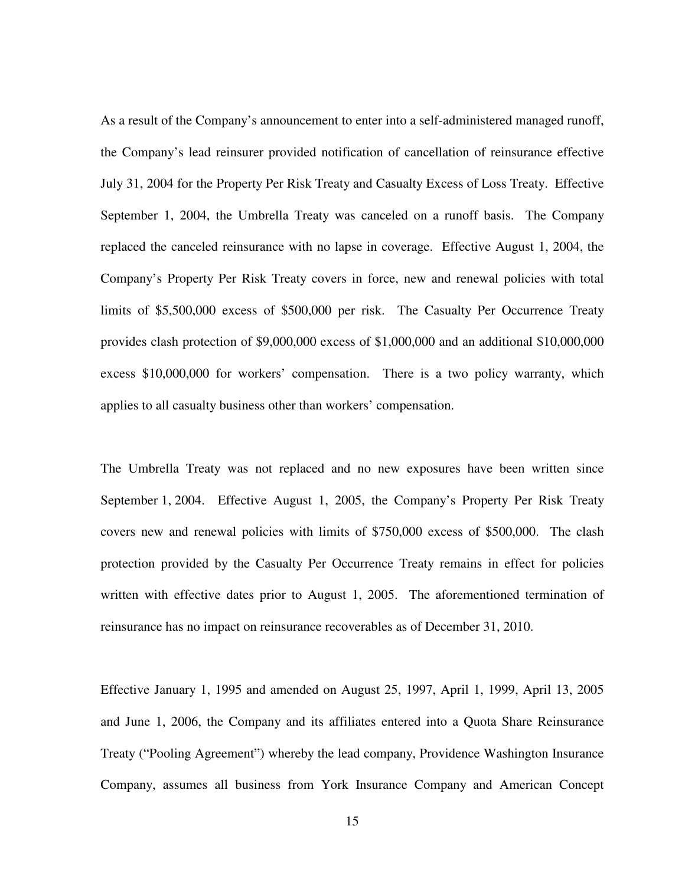As a result of the Company's announcement to enter into a self-administered managed runoff, the Company's lead reinsurer provided notification of cancellation of reinsurance effective July 31, 2004 for the Property Per Risk Treaty and Casualty Excess of Loss Treaty. Effective September 1, 2004, the Umbrella Treaty was canceled on a runoff basis. The Company replaced the canceled reinsurance with no lapse in coverage. Effective August 1, 2004, the Company's Property Per Risk Treaty covers in force, new and renewal policies with total limits of $5,500,000 excess of $500,000 per risk. The Casualty Per Occurrence Treaty provides clash protection of $9,000,000 excess of $1,000,000 and an additional $10,000,000 excess $10,000,000 for workers' compensation. There is a two policy warranty, which applies to all casualty business other than workers' compensation.

The Umbrella Treaty was not replaced and no new exposures have been written since September 1, 2004. Effective August 1, 2005, the Company's Property Per Risk Treaty covers new and renewal policies with limits of $750,000 excess of $500,000. The clash protection provided by the Casualty Per Occurrence Treaty remains in effect for policies written with effective dates prior to August 1, 2005. The aforementioned termination of reinsurance has no impact on reinsurance recoverables as of December 31, 2010.

Effective January 1, 1995 and amended on August 25, 1997, April 1, 1999, April 13, 2005 and June 1, 2006, the Company and its affiliates entered into a Quota Share Reinsurance Treaty ("Pooling Agreement") whereby the lead company, Providence Washington Insurance Company, assumes all business from York Insurance Company and American Concept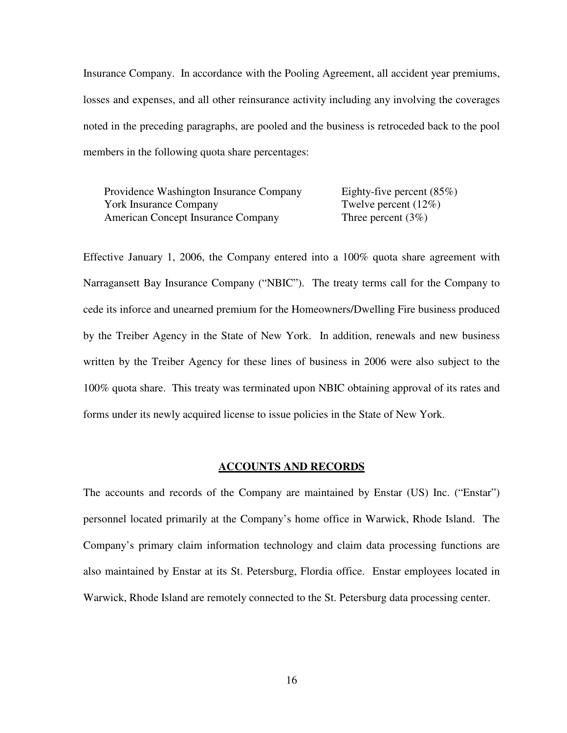Insurance Company. In accordance with the Pooling Agreement, all accident year premiums, losses and expenses, and all other reinsurance activity including any involving the coverages noted in the preceding paragraphs, are pooled and the business is retroceded back to the pool members in the following quota share percentages:

| | |
|---|---|
| Providence Washington Insurance Company | Eighty-five percent (85%) |
| York Insurance Company | Twelve percent (12%) |
| American Concept Insurance Company | Three percent (3%) |

Effective January 1, 2006, the Company entered into a 100% quota share agreement with Narragansett Bay Insurance Company ("NBIC"). The treaty terms call for the Company to cede its inforce and unearned premium for the Homeowners/Dwelling Fire business produced by the Treiber Agency in the State of New York. In addition, renewals and new business written by the Treiber Agency for these lines of business in 2006 were also subject to the 100% quota share. This treaty was terminated upon NBIC obtaining approval of its rates and forms under its newly acquired license to issue policies in the State of New York.

## ACCOUNTS AND RECORDS

The accounts and records of the Company are maintained by Enstar (US) Inc. ("Enstar") personnel located primarily at the Company's home office in Warwick, Rhode Island. The Company's primary claim information technology and claim data processing functions are also maintained by Enstar at its St. Petersburg, Flordia office. Enstar employees located in Warwick, Rhode Island are remotely connected to the St. Petersburg data processing center.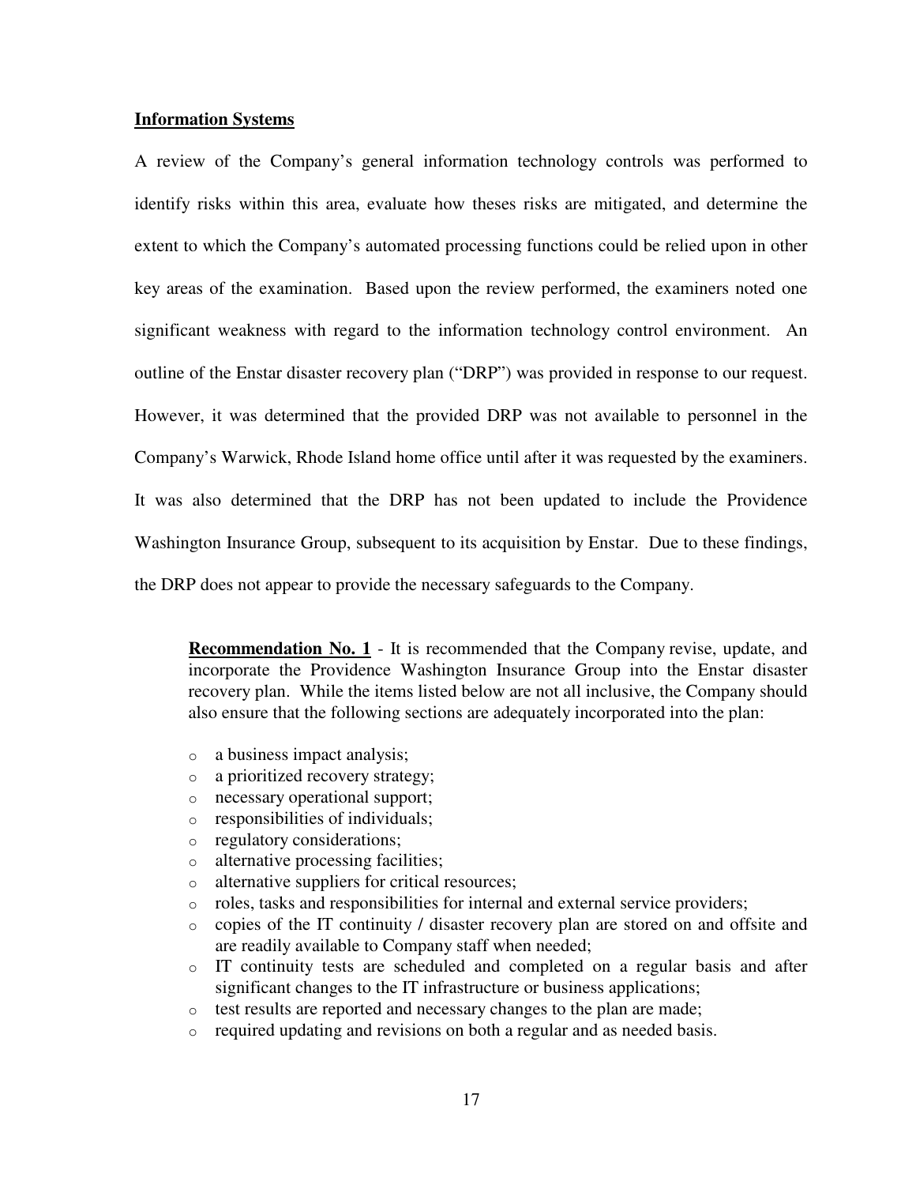## Information Systems

A review of the Company's general information technology controls was performed to identify risks within this area, evaluate how theses risks are mitigated, and determine the extent to which the Company's automated processing functions could be relied upon in other key areas of the examination. Based upon the review performed, the examiners noted one significant weakness with regard to the information technology control environment. An outline of the Enstar disaster recovery plan ("DRP") was provided in response to our request. However, it was determined that the provided DRP was not available to personnel in the Company's Warwick, Rhode Island home office until after it was requested by the examiners. It was also determined that the DRP has not been updated to include the Providence Washington Insurance Group, subsequent to its acquisition by Enstar. Due to these findings, the DRP does not appear to provide the necessary safeguards to the Company.

> **Recommendation No. 1** - It is recommended that the Company revise, update, and incorporate the Providence Washington Insurance Group into the Enstar disaster recovery plan. While the items listed below are not all inclusive, the Company should also ensure that the following sections are adequately incorporated into the plan:
>
> - a business impact analysis;
> - a prioritized recovery strategy;
> - necessary operational support;
> - responsibilities of individuals;
> - regulatory considerations;
> - alternative processing facilities;
> - alternative suppliers for critical resources;
> - roles, tasks and responsibilities for internal and external service providers;
> - copies of the IT continuity / disaster recovery plan are stored on and offsite and are readily available to Company staff when needed;
> - IT continuity tests are scheduled and completed on a regular basis and after significant changes to the IT infrastructure or business applications;
> - test results are reported and necessary changes to the plan are made;
> - required updating and revisions on both a regular and as needed basis.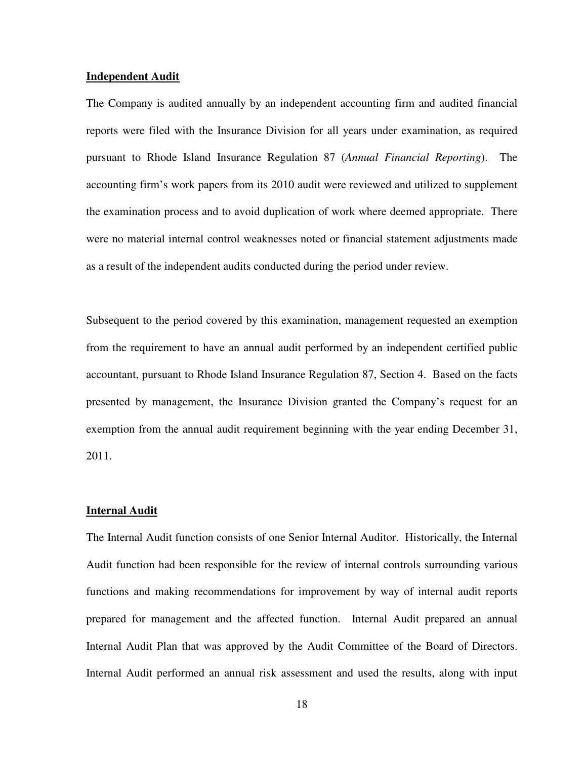**Independent Audit**

The Company is audited annually by an independent accounting firm and audited financial reports were filed with the Insurance Division for all years under examination, as required pursuant to Rhode Island Insurance Regulation 87 (*Annual Financial Reporting*). The accounting firm's work papers from its 2010 audit were reviewed and utilized to supplement the examination process and to avoid duplication of work where deemed appropriate. There were no material internal control weaknesses noted or financial statement adjustments made as a result of the independent audits conducted during the period under review.

Subsequent to the period covered by this examination, management requested an exemption from the requirement to have an annual audit performed by an independent certified public accountant, pursuant to Rhode Island Insurance Regulation 87, Section 4. Based on the facts presented by management, the Insurance Division granted the Company's request for an exemption from the annual audit requirement beginning with the year ending December 31, 2011.

**Internal Audit**

The Internal Audit function consists of one Senior Internal Auditor. Historically, the Internal Audit function had been responsible for the review of internal controls surrounding various functions and making recommendations for improvement by way of internal audit reports prepared for management and the affected function. Internal Audit prepared an annual Internal Audit Plan that was approved by the Audit Committee of the Board of Directors. Internal Audit performed an annual risk assessment and used the results, along with input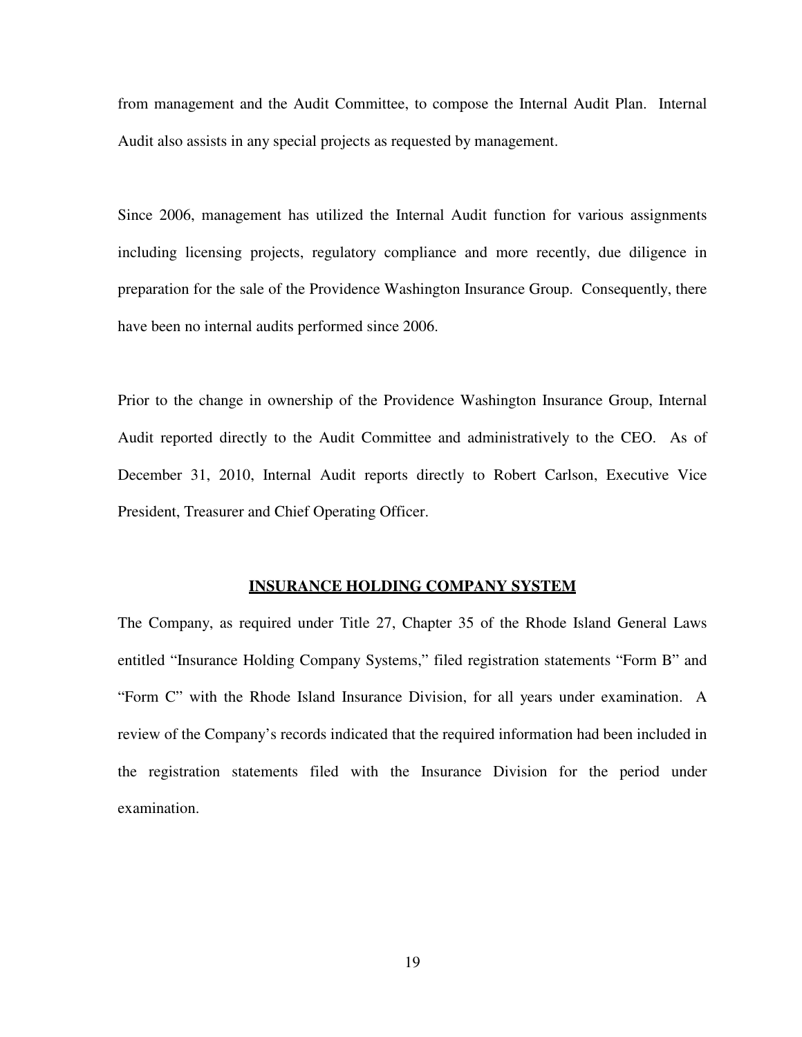from management and the Audit Committee, to compose the Internal Audit Plan. Internal Audit also assists in any special projects as requested by management.

Since 2006, management has utilized the Internal Audit function for various assignments including licensing projects, regulatory compliance and more recently, due diligence in preparation for the sale of the Providence Washington Insurance Group. Consequently, there have been no internal audits performed since 2006.

Prior to the change in ownership of the Providence Washington Insurance Group, Internal Audit reported directly to the Audit Committee and administratively to the CEO. As of December 31, 2010, Internal Audit reports directly to Robert Carlson, Executive Vice President, Treasurer and Chief Operating Officer.

## INSURANCE HOLDING COMPANY SYSTEM

The Company, as required under Title 27, Chapter 35 of the Rhode Island General Laws entitled "Insurance Holding Company Systems," filed registration statements "Form B" and "Form C" with the Rhode Island Insurance Division, for all years under examination. A review of the Company's records indicated that the required information had been included in the registration statements filed with the Insurance Division for the period under examination.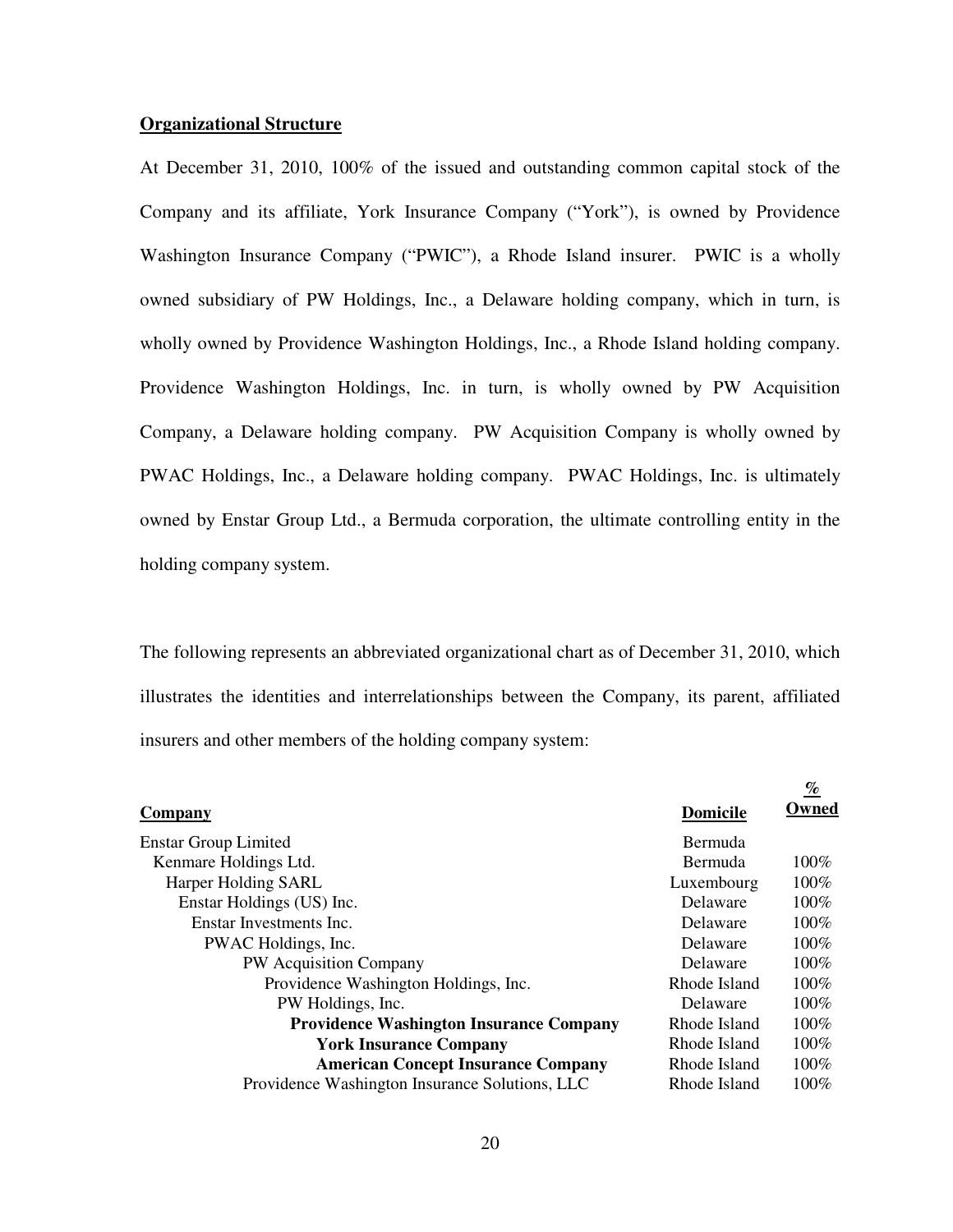## Organizational Structure

At December 31, 2010, 100% of the issued and outstanding common capital stock of the Company and its affiliate, York Insurance Company ("York"), is owned by Providence Washington Insurance Company ("PWIC"), a Rhode Island insurer. PWIC is a wholly owned subsidiary of PW Holdings, Inc., a Delaware holding company, which in turn, is wholly owned by Providence Washington Holdings, Inc., a Rhode Island holding company. Providence Washington Holdings, Inc. in turn, is wholly owned by PW Acquisition Company, a Delaware holding company. PW Acquisition Company is wholly owned by PWAC Holdings, Inc., a Delaware holding company. PWAC Holdings, Inc. is ultimately owned by Enstar Group Ltd., a Bermuda corporation, the ultimate controlling entity in the holding company system.

The following represents an abbreviated organizational chart as of December 31, 2010, which illustrates the identities and interrelationships between the Company, its parent, affiliated insurers and other members of the holding company system:

| Company | Domicile | % Owned |
|---|---|---|
| Enstar Group Limited | Bermuda | |
| Kenmare Holdings Ltd. | Bermuda | 100% |
| Harper Holding SARL | Luxembourg | 100% |
| Enstar Holdings (US) Inc. | Delaware | 100% |
| Enstar Investments Inc. | Delaware | 100% |
| PWAC Holdings, Inc. | Delaware | 100% |
| PW Acquisition Company | Delaware | 100% |
| Providence Washington Holdings, Inc. | Rhode Island | 100% |
| PW Holdings, Inc. | Delaware | 100% |
| **Providence Washington Insurance Company** | Rhode Island | 100% |
| **York Insurance Company** | Rhode Island | 100% |
| **American Concept Insurance Company** | Rhode Island | 100% |
| Providence Washington Insurance Solutions, LLC | Rhode Island | 100% |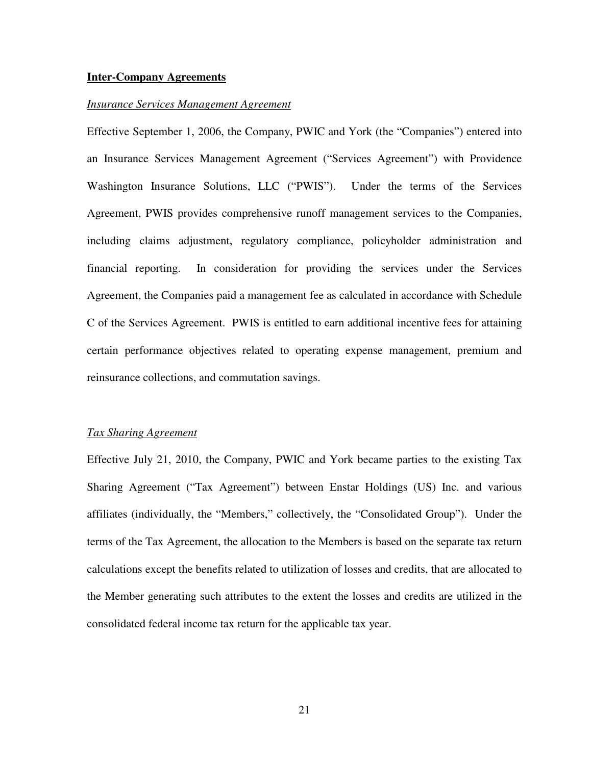**Inter-Company Agreements**

*Insurance Services Management Agreement*

Effective September 1, 2006, the Company, PWIC and York (the "Companies") entered into an Insurance Services Management Agreement ("Services Agreement") with Providence Washington Insurance Solutions, LLC ("PWIS"). Under the terms of the Services Agreement, PWIS provides comprehensive runoff management services to the Companies, including claims adjustment, regulatory compliance, policyholder administration and financial reporting. In consideration for providing the services under the Services Agreement, the Companies paid a management fee as calculated in accordance with Schedule C of the Services Agreement. PWIS is entitled to earn additional incentive fees for attaining certain performance objectives related to operating expense management, premium and reinsurance collections, and commutation savings.

*Tax Sharing Agreement*

Effective July 21, 2010, the Company, PWIC and York became parties to the existing Tax Sharing Agreement ("Tax Agreement") between Enstar Holdings (US) Inc. and various affiliates (individually, the "Members," collectively, the "Consolidated Group"). Under the terms of the Tax Agreement, the allocation to the Members is based on the separate tax return calculations except the benefits related to utilization of losses and credits, that are allocated to the Member generating such attributes to the extent the losses and credits are utilized in the consolidated federal income tax return for the applicable tax year.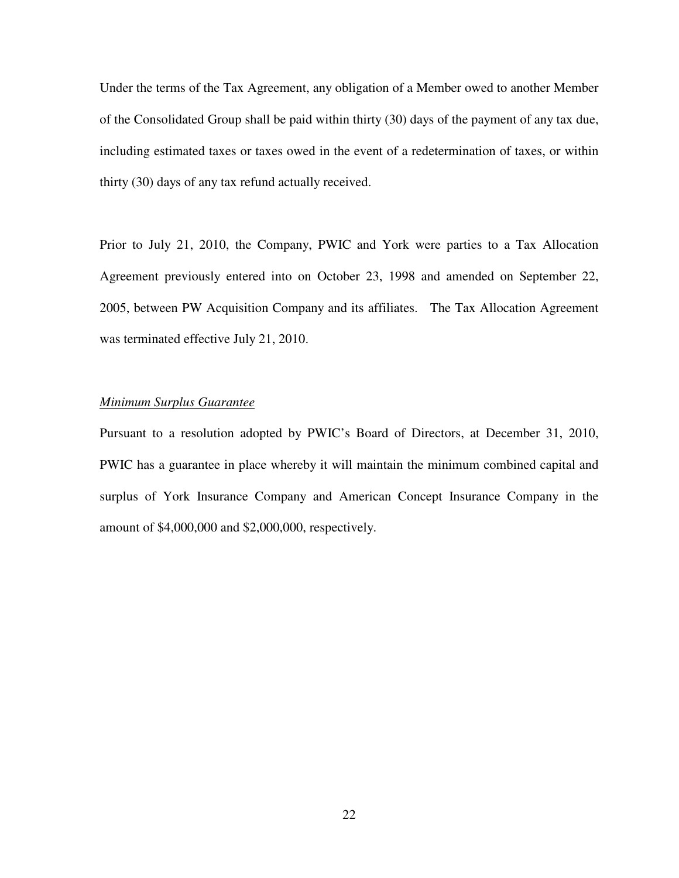Under the terms of the Tax Agreement, any obligation of a Member owed to another Member of the Consolidated Group shall be paid within thirty (30) days of the payment of any tax due, including estimated taxes or taxes owed in the event of a redetermination of taxes, or within thirty (30) days of any tax refund actually received.

Prior to July 21, 2010, the Company, PWIC and York were parties to a Tax Allocation Agreement previously entered into on October 23, 1998 and amended on September 22, 2005, between PW Acquisition Company and its affiliates. The Tax Allocation Agreement was terminated effective July 21, 2010.

*Minimum Surplus Guarantee*

Pursuant to a resolution adopted by PWIC's Board of Directors, at December 31, 2010, PWIC has a guarantee in place whereby it will maintain the minimum combined capital and surplus of York Insurance Company and American Concept Insurance Company in the amount of $4,000,000 and $2,000,000, respectively.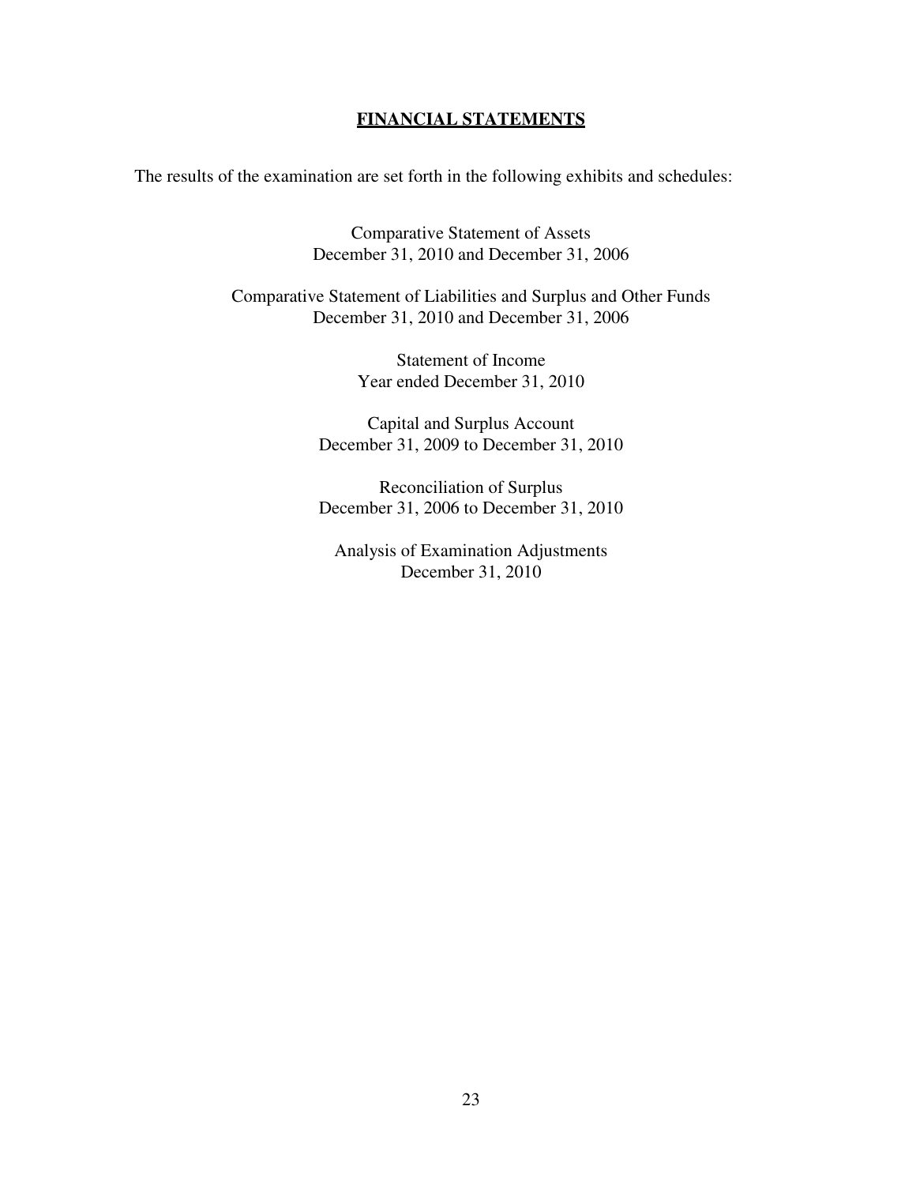## **FINANCIAL STATEMENTS**

The results of the examination are set forth in the following exhibits and schedules:

Comparative Statement of Assets
December 31, 2010 and December 31, 2006

Comparative Statement of Liabilities and Surplus and Other Funds
December 31, 2010 and December 31, 2006

Statement of Income
Year ended December 31, 2010

Capital and Surplus Account
December 31, 2009 to December 31, 2010

Reconciliation of Surplus
December 31, 2006 to December 31, 2010

Analysis of Examination Adjustments
December 31, 2010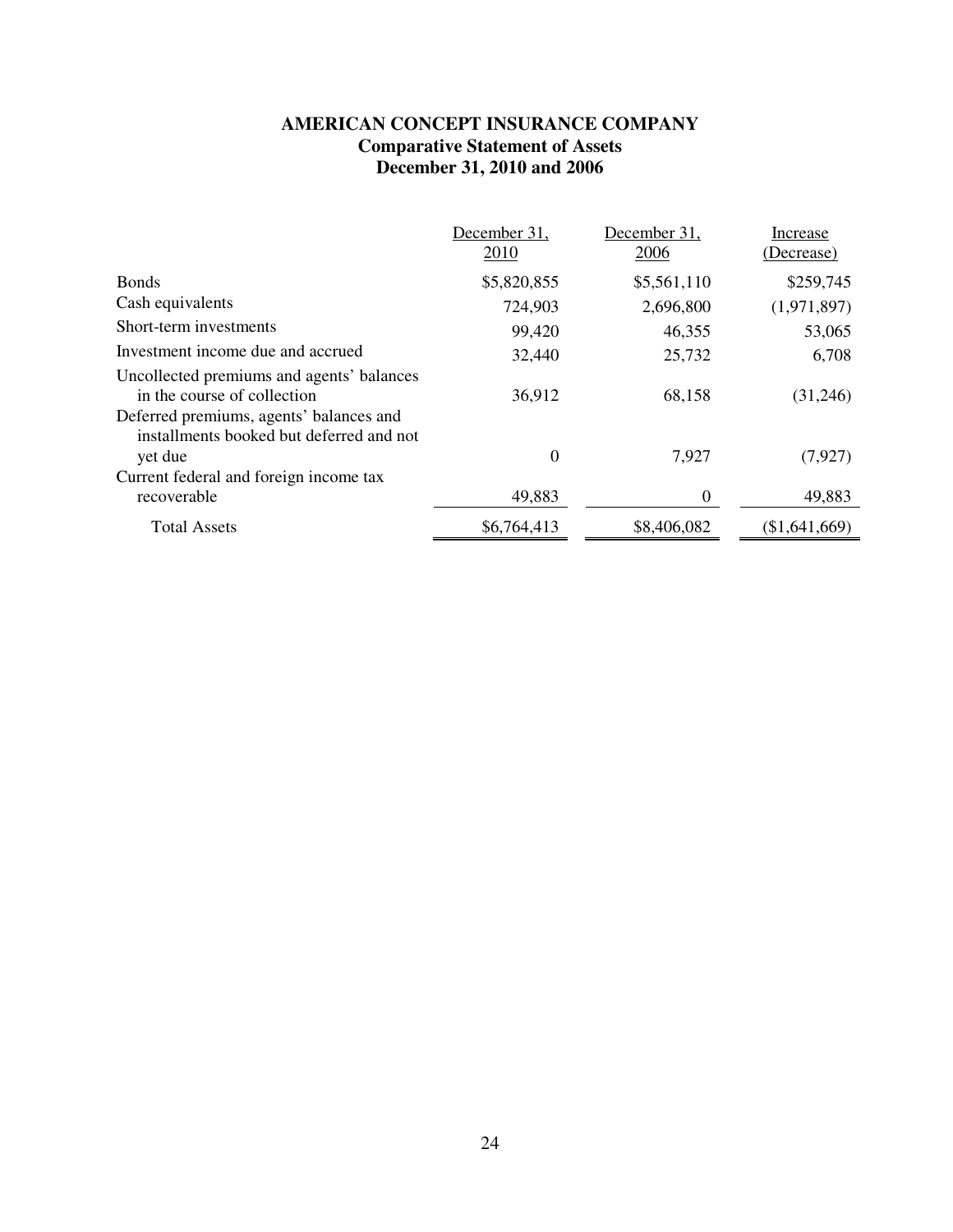# AMERICAN CONCEPT INSURANCE COMPANY
## Comparative Statement of Assets
## December 31, 2010 and 2006

| | December 31, 2010 | December 31, 2006 | Increase (Decrease) |
|---|---|---|---|
| Bonds | $5,820,855 | $5,561,110 | $259,745 |
| Cash equivalents | 724,903 | 2,696,800 | (1,971,897) |
| Short-term investments | 99,420 | 46,355 | 53,065 |
| Investment income due and accrued | 32,440 | 25,732 | 6,708 |
| Uncollected premiums and agents' balances in the course of collection | 36,912 | 68,158 | (31,246) |
| Deferred premiums, agents' balances and installments booked but deferred and not yet due | 0 | 7,927 | (7,927) |
| Current federal and foreign income tax recoverable | 49,883 | 0 | 49,883 |
| Total Assets | $6,764,413 | $8,406,082 | ($1,641,669) |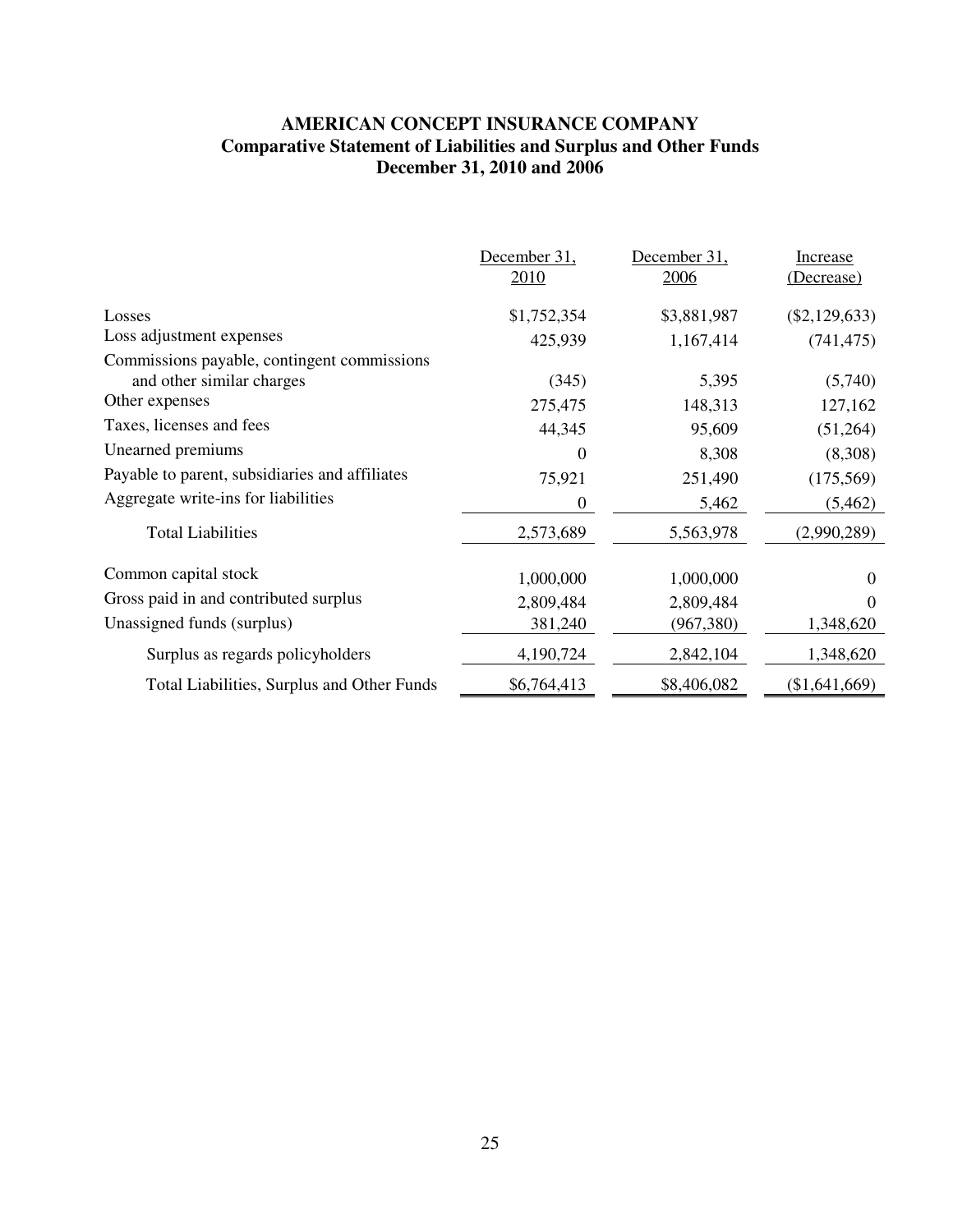**AMERICAN CONCEPT INSURANCE COMPANY**
**Comparative Statement of Liabilities and Surplus and Other Funds**
**December 31, 2010 and 2006**

| | December 31, 2010 | December 31, 2006 | Increase (Decrease) |
|---|---|---|---|
| Losses | $1,752,354 | $3,881,987 | ($2,129,633) |
| Loss adjustment expenses | 425,939 | 1,167,414 | (741,475) |
| Commissions payable, contingent commissions and other similar charges | (345) | 5,395 | (5,740) |
| Other expenses | 275,475 | 148,313 | 127,162 |
| Taxes, licenses and fees | 44,345 | 95,609 | (51,264) |
| Unearned premiums | 0 | 8,308 | (8,308) |
| Payable to parent, subsidiaries and affiliates | 75,921 | 251,490 | (175,569) |
| Aggregate write-ins for liabilities | 0 | 5,462 | (5,462) |
| Total Liabilities | 2,573,689 | 5,563,978 | (2,990,289) |
| Common capital stock | 1,000,000 | 1,000,000 | 0 |
| Gross paid in and contributed surplus | 2,809,484 | 2,809,484 | 0 |
| Unassigned funds (surplus) | 381,240 | (967,380) | 1,348,620 |
| Surplus as regards policyholders | 4,190,724 | 2,842,104 | 1,348,620 |
| Total Liabilities, Surplus and Other Funds | $6,764,413 | $8,406,082 | ($1,641,669) |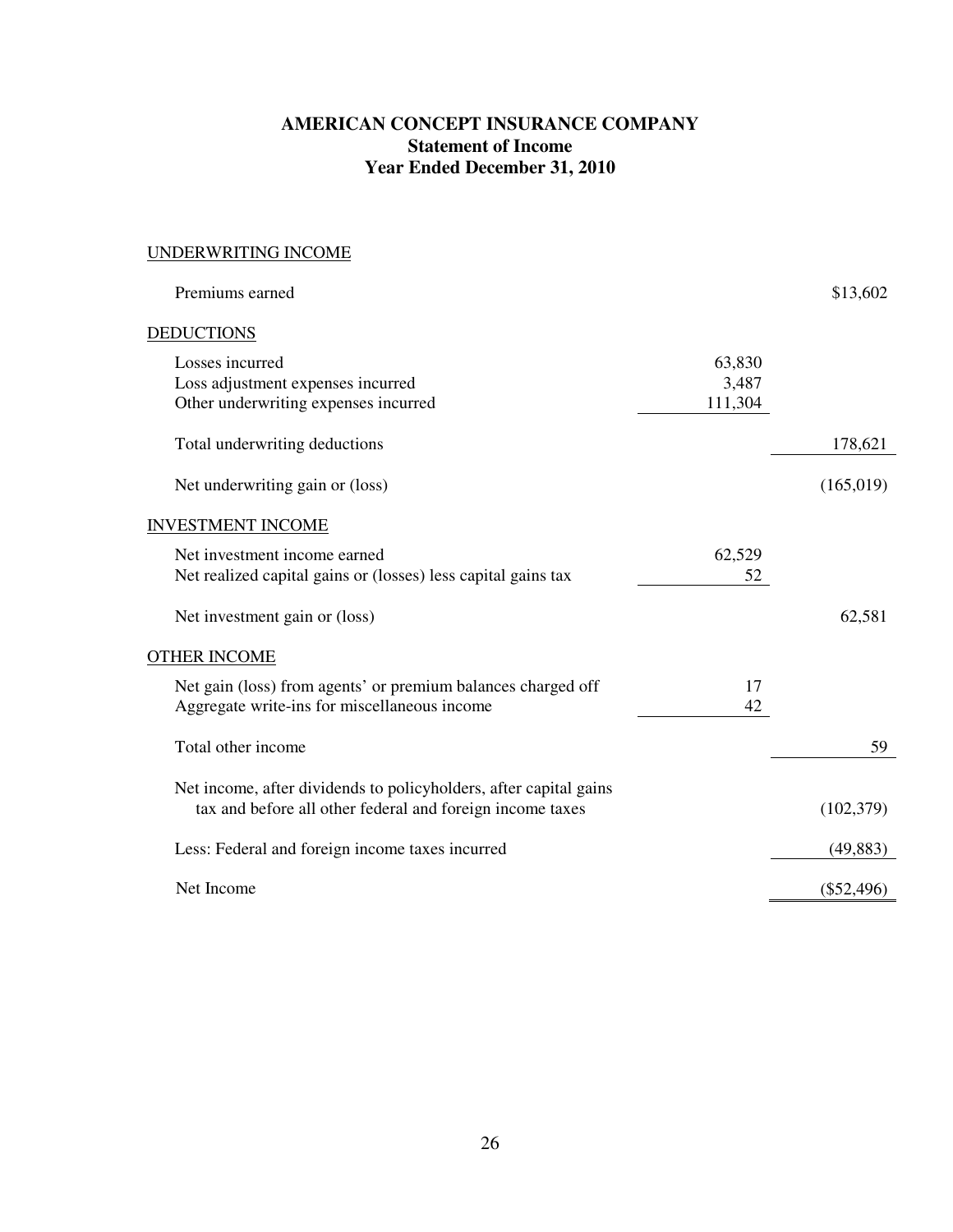# AMERICAN CONCEPT INSURANCE COMPANY
## Statement of Income
## Year Ended December 31, 2010

| | | |
|---|---|---|
| UNDERWRITING INCOME | | |
| Premiums earned | | $13,602 |
| DEDUCTIONS | | |
| Losses incurred | 63,830 | |
| Loss adjustment expenses incurred | 3,487 | |
| Other underwriting expenses incurred | 111,304 | |
| Total underwriting deductions | | 178,621 |
| Net underwriting gain or (loss) | | (165,019) |
| INVESTMENT INCOME | | |
| Net investment income earned | 62,529 | |
| Net realized capital gains or (losses) less capital gains tax | 52 | |
| Net investment gain or (loss) | | 62,581 |
| OTHER INCOME | | |
| Net gain (loss) from agents' or premium balances charged off | 17 | |
| Aggregate write-ins for miscellaneous income | 42 | |
| Total other income | | 59 |
| Net income, after dividends to policyholders, after capital gains tax and before all other federal and foreign income taxes | | (102,379) |
| Less: Federal and foreign income taxes incurred | | (49,883) |
| Net Income | | ($52,496) |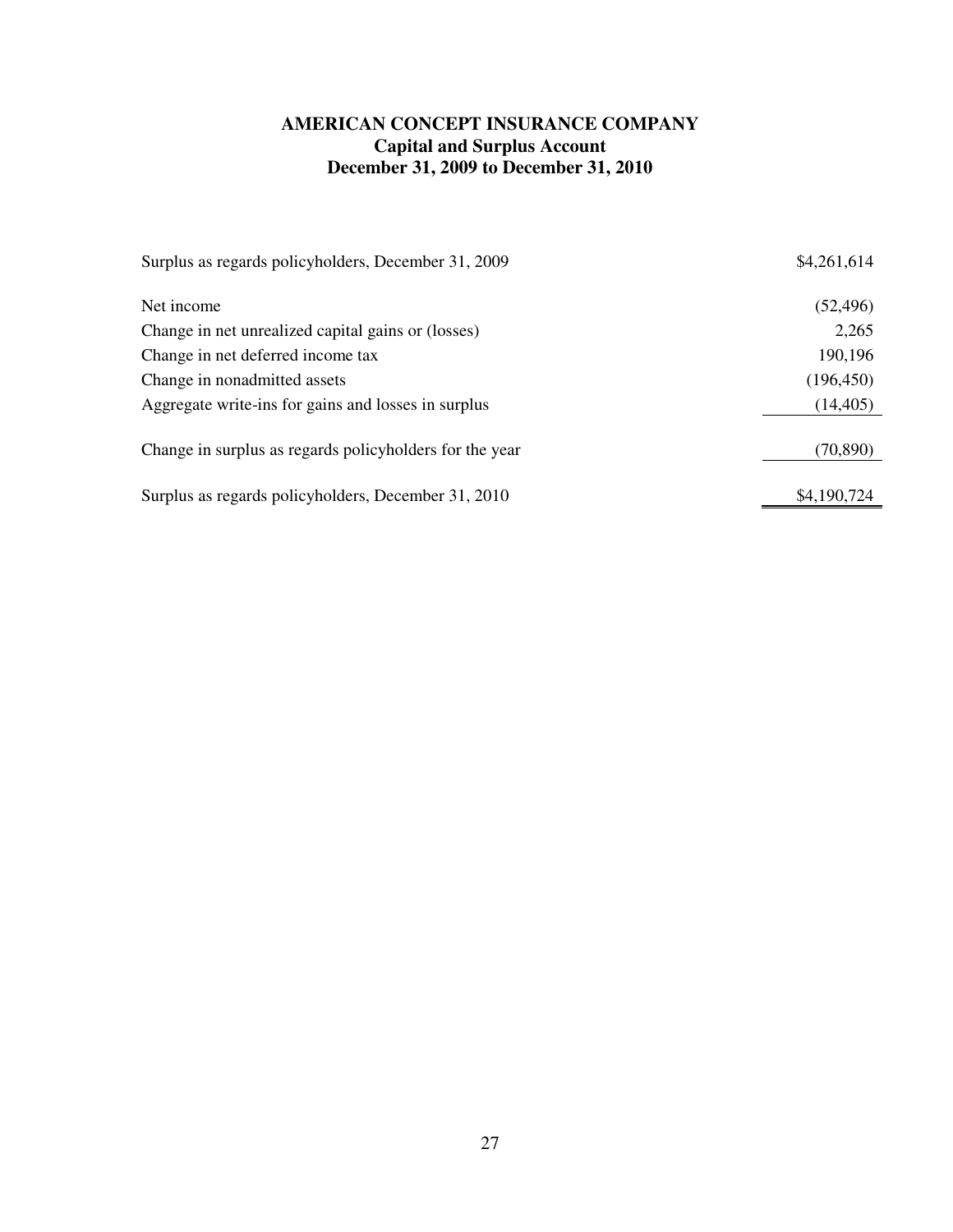# AMERICAN CONCEPT INSURANCE COMPANY
## Capital and Surplus Account
## December 31, 2009 to December 31, 2010

| | |
|---|---:|
| Surplus as regards policyholders, December 31, 2009 | $4,261,614 |
| Net income | (52,496) |
| Change in net unrealized capital gains or (losses) | 2,265 |
| Change in net deferred income tax | 190,196 |
| Change in nonadmitted assets | (196,450) |
| Aggregate write-ins for gains and losses in surplus | (14,405) |
| Change in surplus as regards policyholders for the year | (70,890) |
| Surplus as regards policyholders, December 31, 2010 | $4,190,724 |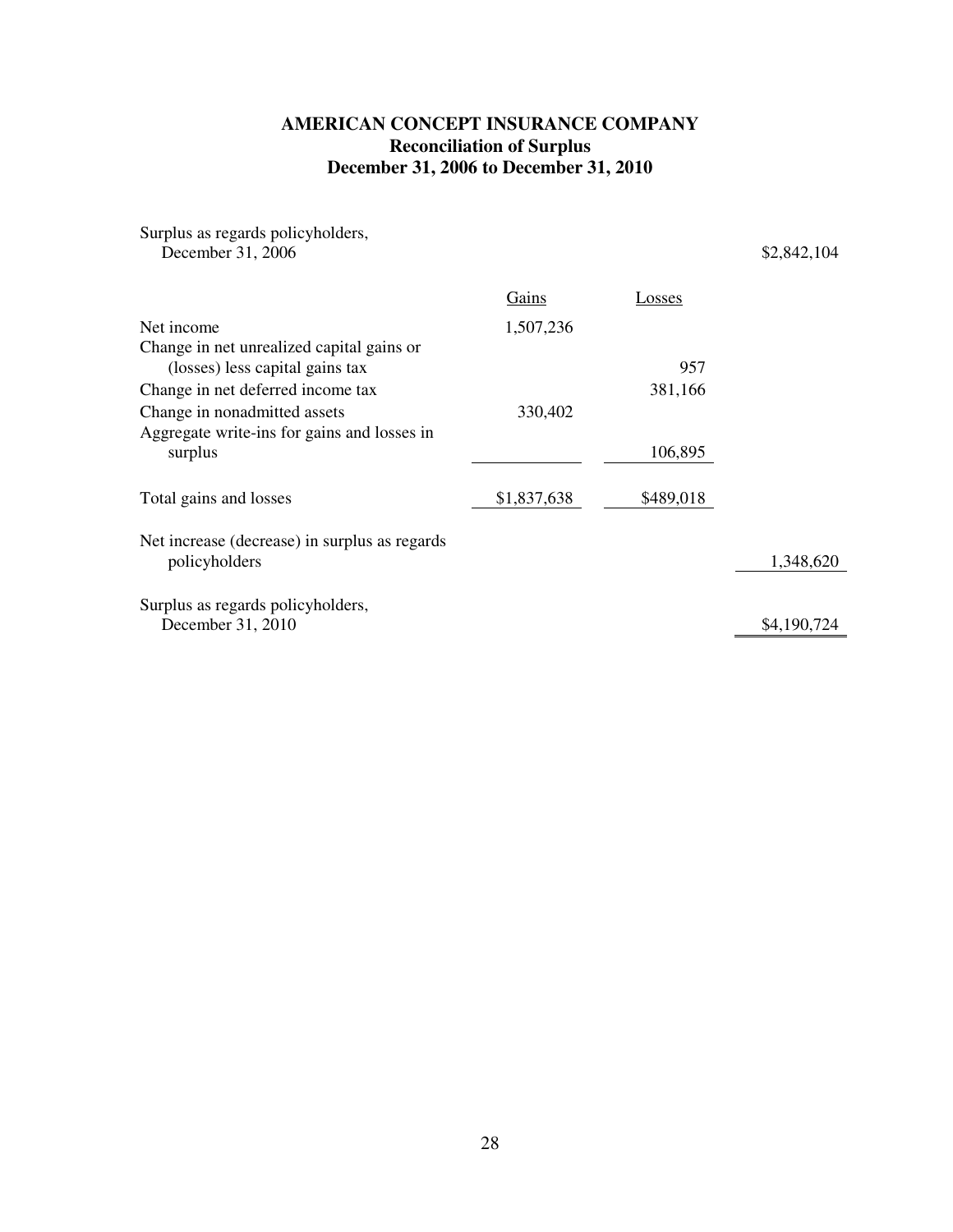**AMERICAN CONCEPT INSURANCE COMPANY**
**Reconciliation of Surplus**
**December 31, 2006 to December 31, 2010**

| | Gains | Losses | |
|---|---|---|---|
| Surplus as regards policyholders, December 31, 2006 | | | $2,842,104 |
| Net income | 1,507,236 | | |
| Change in net unrealized capital gains or (losses) less capital gains tax | | 957 | |
| Change in net deferred income tax | | 381,166 | |
| Change in nonadmitted assets | 330,402 | | |
| Aggregate write-ins for gains and losses in surplus | | 106,895 | |
| Total gains and losses | $1,837,638 | $489,018 | |
| Net increase (decrease) in surplus as regards policyholders | | | 1,348,620 |
| Surplus as regards policyholders, December 31, 2010 | | | $4,190,724 |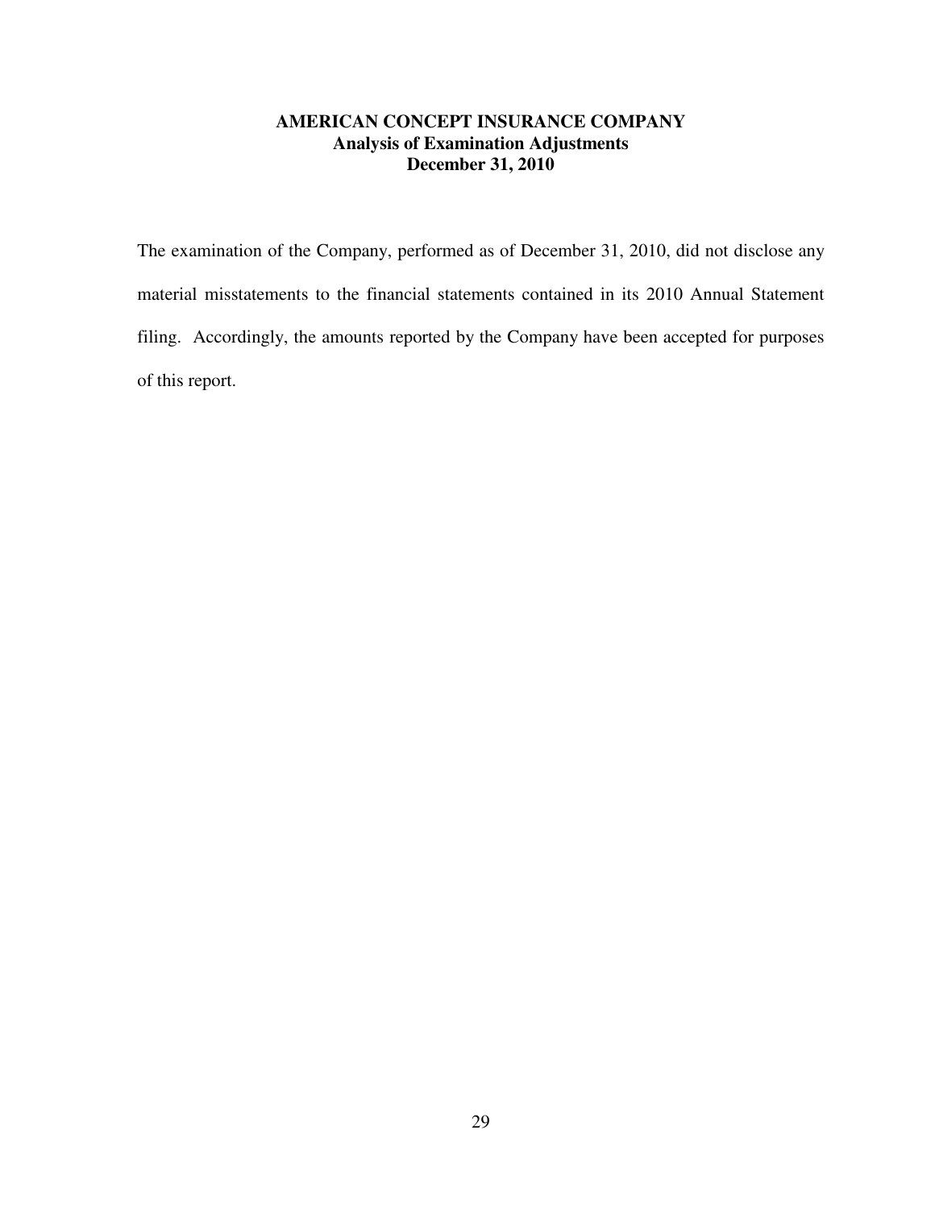**AMERICAN CONCEPT INSURANCE COMPANY**
**Analysis of Examination Adjustments**
**December 31, 2010**

The examination of the Company, performed as of December 31, 2010, did not disclose any material misstatements to the financial statements contained in its 2010 Annual Statement filing. Accordingly, the amounts reported by the Company have been accepted for purposes of this report.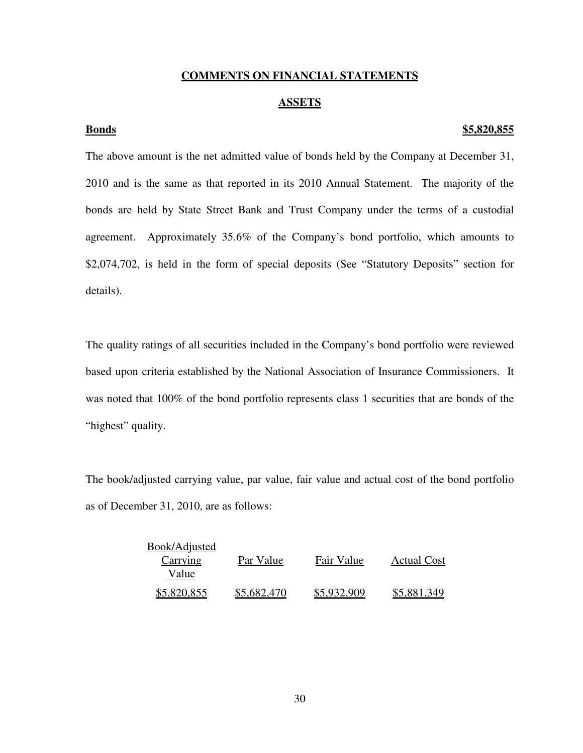## COMMENTS ON FINANCIAL STATEMENTS

## ASSETS

**Bonds** **$5,820,855**

The above amount is the net admitted value of bonds held by the Company at December 31, 2010 and is the same as that reported in its 2010 Annual Statement. The majority of the bonds are held by State Street Bank and Trust Company under the terms of a custodial agreement. Approximately 35.6% of the Company's bond portfolio, which amounts to $2,074,702, is held in the form of special deposits (See "Statutory Deposits" section for details).

The quality ratings of all securities included in the Company's bond portfolio were reviewed based upon criteria established by the National Association of Insurance Commissioners. It was noted that 100% of the bond portfolio represents class 1 securities that are bonds of the "highest" quality.

The book/adjusted carrying value, par value, fair value and actual cost of the bond portfolio as of December 31, 2010, are as follows:

| Book/Adjusted Carrying Value | Par Value | Fair Value | Actual Cost |
|---|---|---|---|
| $5,820,855 | $5,682,470 | $5,932,909 | $5,881,349 |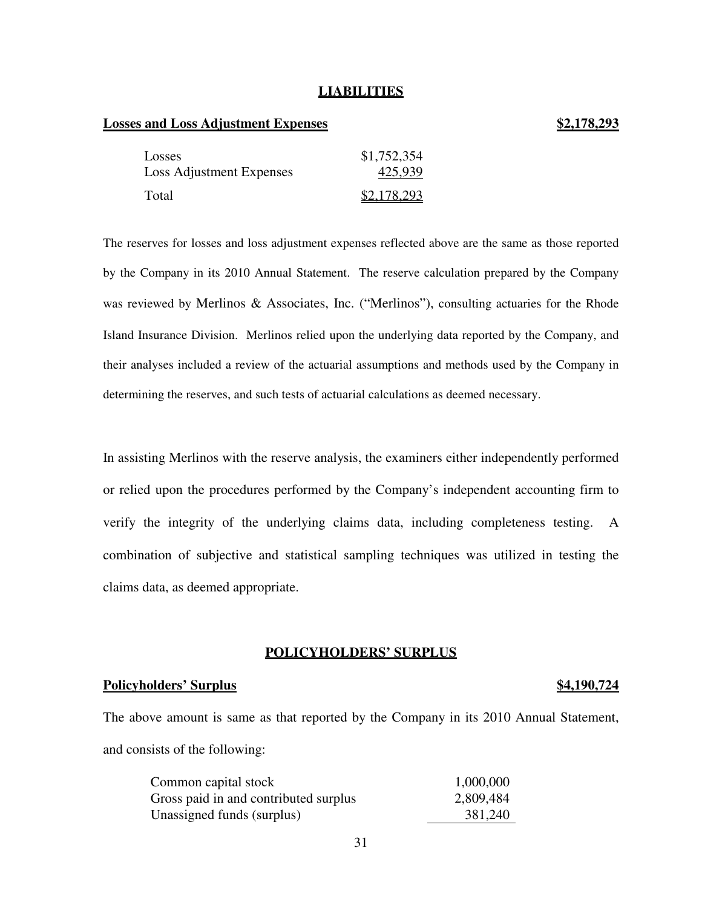## LIABILITIES

**Losses and Loss Adjustment Expenses** **$2,178,293**

| | |
|---|---|
| Losses | $1,752,354 |
| Loss Adjustment Expenses | 425,939 |
| Total | $2,178,293 |

The reserves for losses and loss adjustment expenses reflected above are the same as those reported by the Company in its 2010 Annual Statement. The reserve calculation prepared by the Company was reviewed by Merlinos & Associates, Inc. ("Merlinos"), consulting actuaries for the Rhode Island Insurance Division. Merlinos relied upon the underlying data reported by the Company, and their analyses included a review of the actuarial assumptions and methods used by the Company in determining the reserves, and such tests of actuarial calculations as deemed necessary.

In assisting Merlinos with the reserve analysis, the examiners either independently performed or relied upon the procedures performed by the Company's independent accounting firm to verify the integrity of the underlying claims data, including completeness testing. A combination of subjective and statistical sampling techniques was utilized in testing the claims data, as deemed appropriate.

## POLICYHOLDERS' SURPLUS

**Policyholders' Surplus** **$4,190,724**

The above amount is same as that reported by the Company in its 2010 Annual Statement, and consists of the following:

| | |
|---|---|
| Common capital stock | 1,000,000 |
| Gross paid in and contributed surplus | 2,809,484 |
| Unassigned funds (surplus) | 381,240 |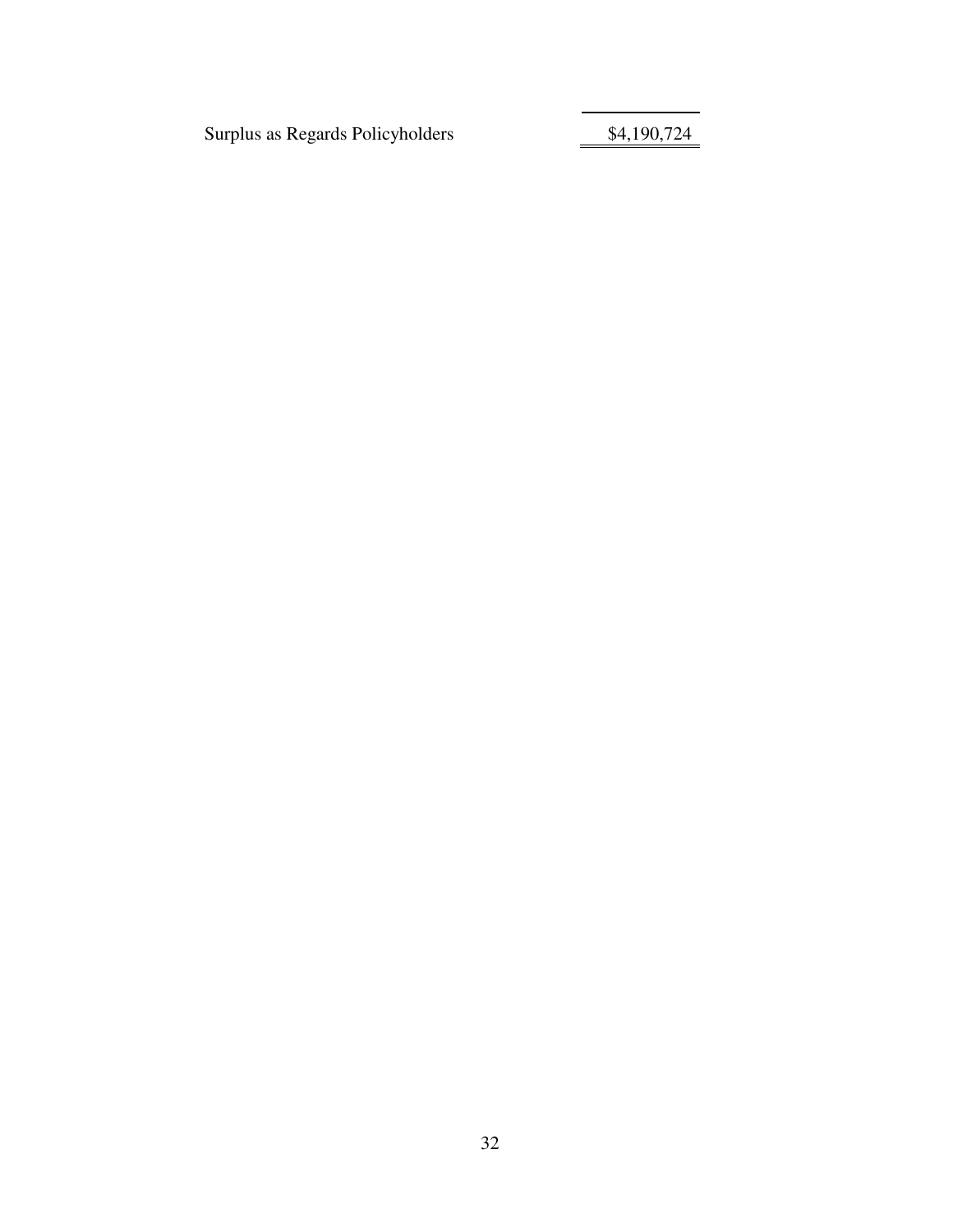| | |
|---|---|
| Surplus as Regards Policyholders | $4,190,724 |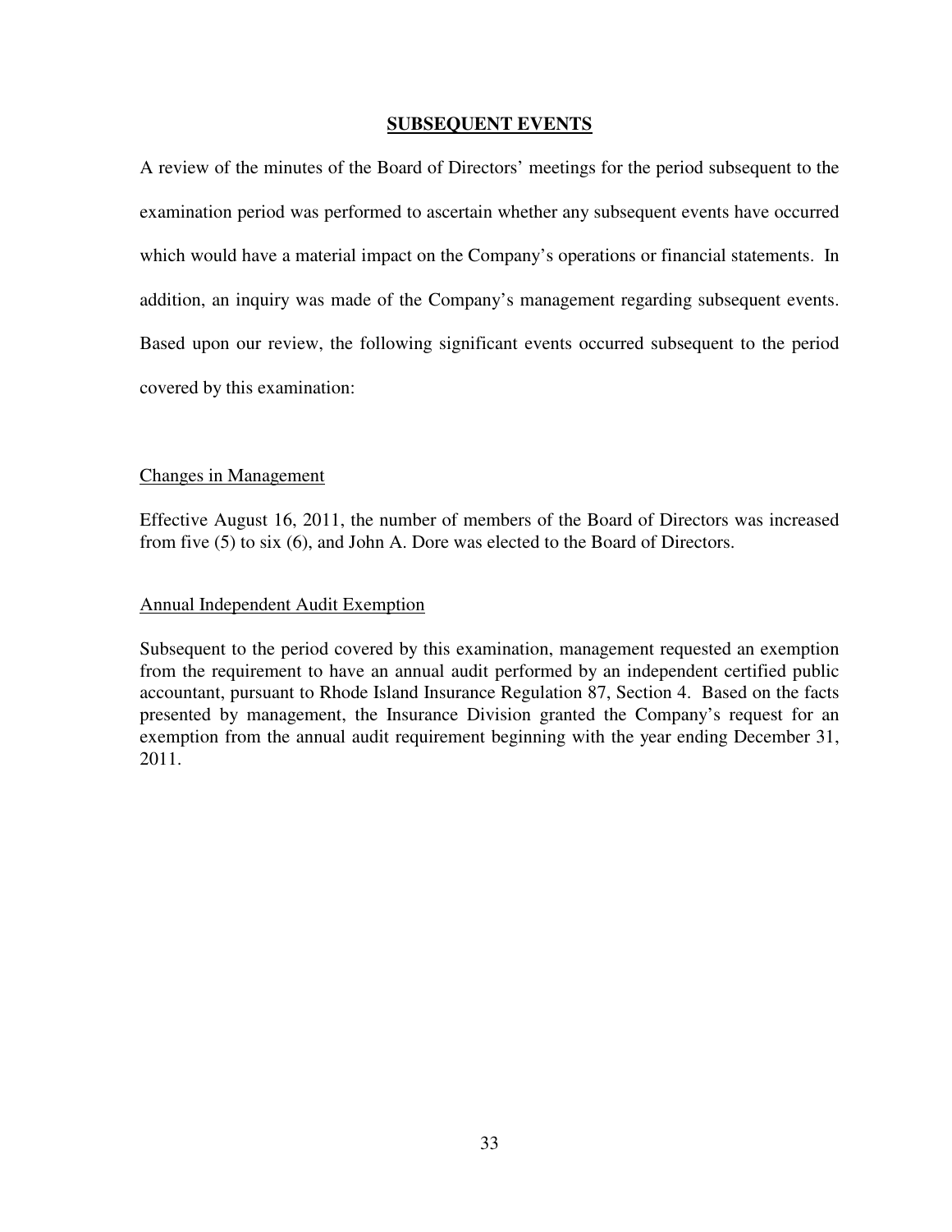## SUBSEQUENT EVENTS

A review of the minutes of the Board of Directors' meetings for the period subsequent to the examination period was performed to ascertain whether any subsequent events have occurred which would have a material impact on the Company's operations or financial statements. In addition, an inquiry was made of the Company's management regarding subsequent events. Based upon our review, the following significant events occurred subsequent to the period covered by this examination:

### Changes in Management

Effective August 16, 2011, the number of members of the Board of Directors was increased from five (5) to six (6), and John A. Dore was elected to the Board of Directors.

### Annual Independent Audit Exemption

Subsequent to the period covered by this examination, management requested an exemption from the requirement to have an annual audit performed by an independent certified public accountant, pursuant to Rhode Island Insurance Regulation 87, Section 4. Based on the facts presented by management, the Insurance Division granted the Company's request for an exemption from the annual audit requirement beginning with the year ending December 31, 2011.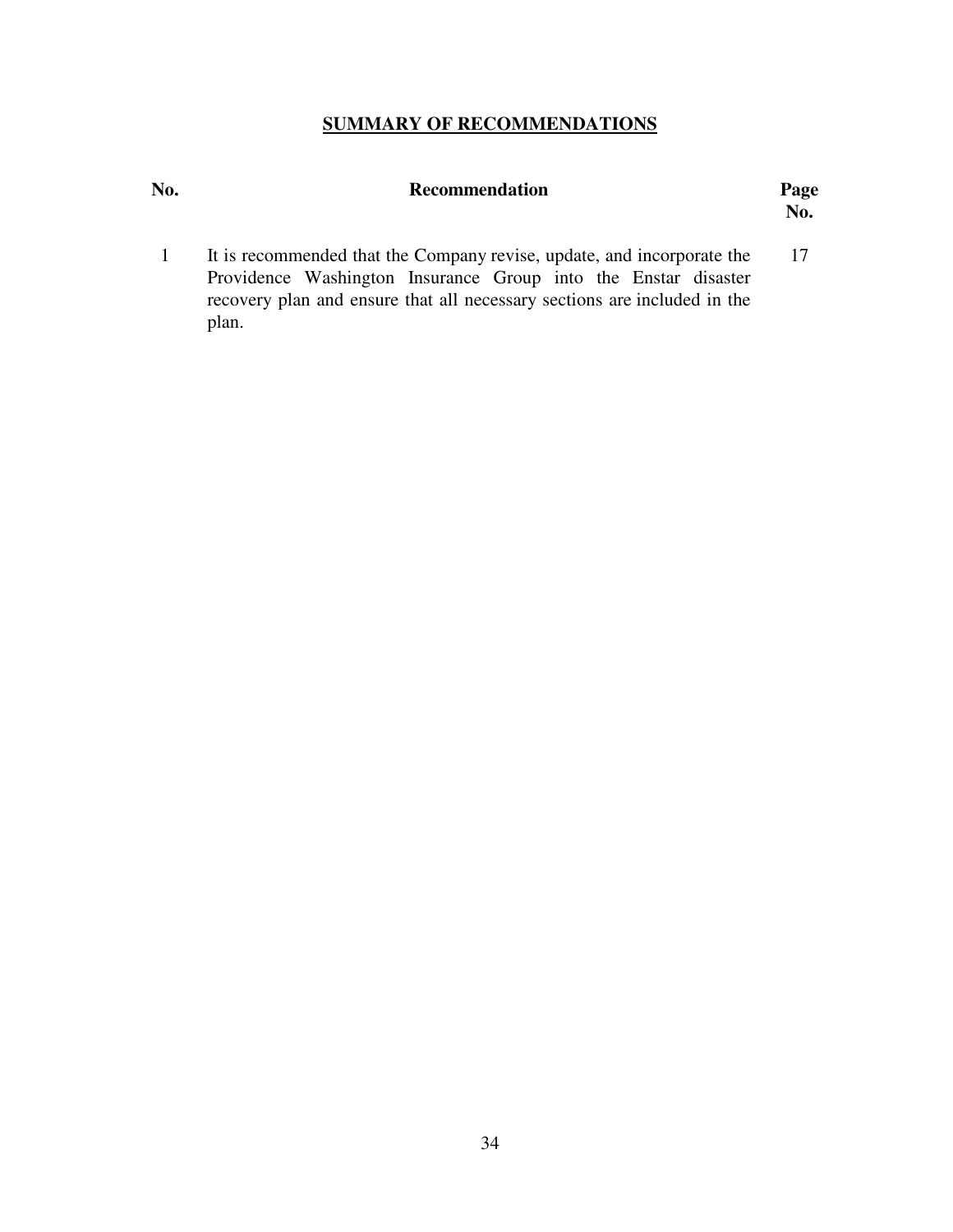## SUMMARY OF RECOMMENDATIONS

| No. | Recommendation | Page No. |
|---|---|---|
| 1 | It is recommended that the Company revise, update, and incorporate the Providence Washington Insurance Group into the Enstar disaster recovery plan and ensure that all necessary sections are included in the plan. | 17 |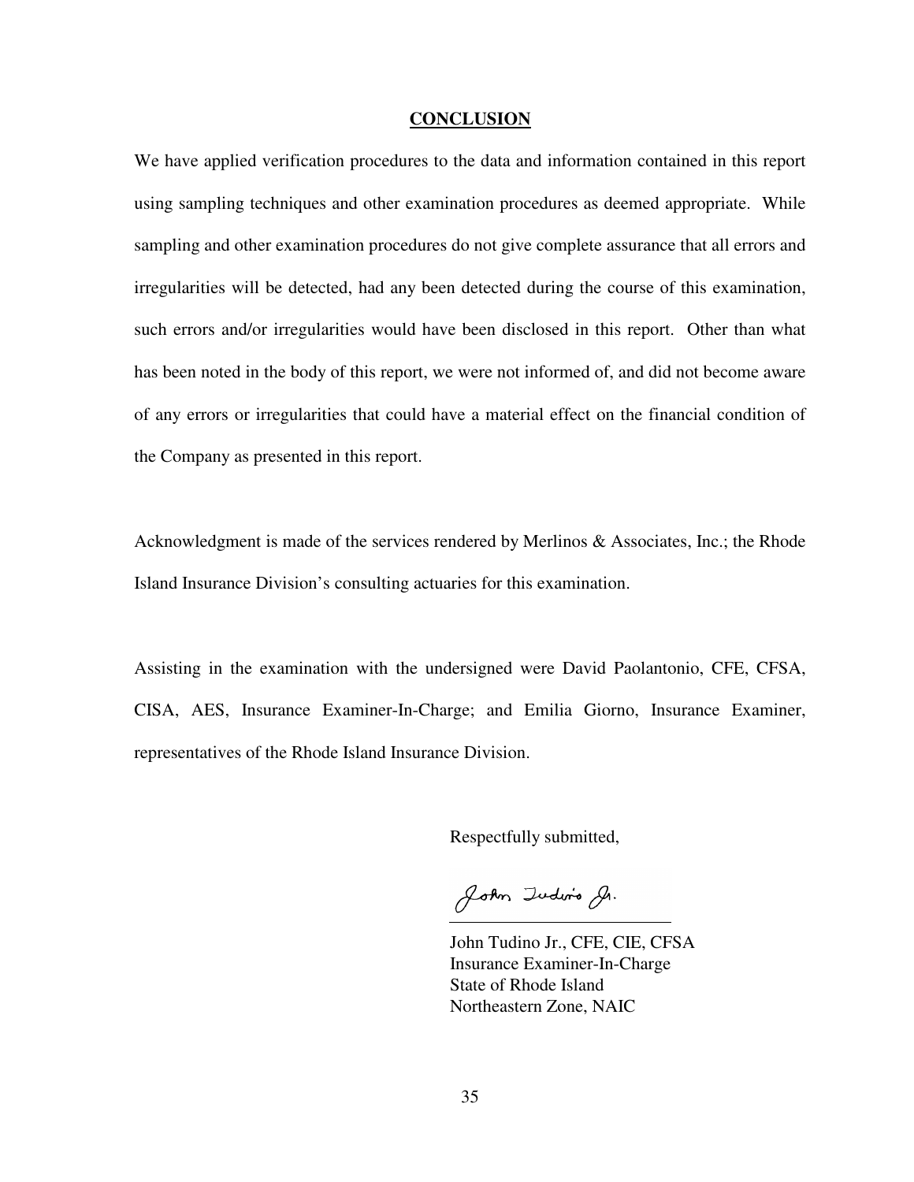## CONCLUSION

We have applied verification procedures to the data and information contained in this report using sampling techniques and other examination procedures as deemed appropriate. While sampling and other examination procedures do not give complete assurance that all errors and irregularities will be detected, had any been detected during the course of this examination, such errors and/or irregularities would have been disclosed in this report. Other than what has been noted in the body of this report, we were not informed of, and did not become aware of any errors or irregularities that could have a material effect on the financial condition of the Company as presented in this report.

Acknowledgment is made of the services rendered by Merlinos & Associates, Inc.; the Rhode Island Insurance Division's consulting actuaries for this examination.

Assisting in the examination with the undersigned were David Paolantonio, CFE, CFSA, CISA, AES, Insurance Examiner-In-Charge; and Emilia Giorno, Insurance Examiner, representatives of the Rhode Island Insurance Division.

Respectfully submitted,

John Tudino Jr.

John Tudino Jr., CFE, CIE, CFSA
Insurance Examiner-In-Charge
State of Rhode Island
Northeastern Zone, NAIC